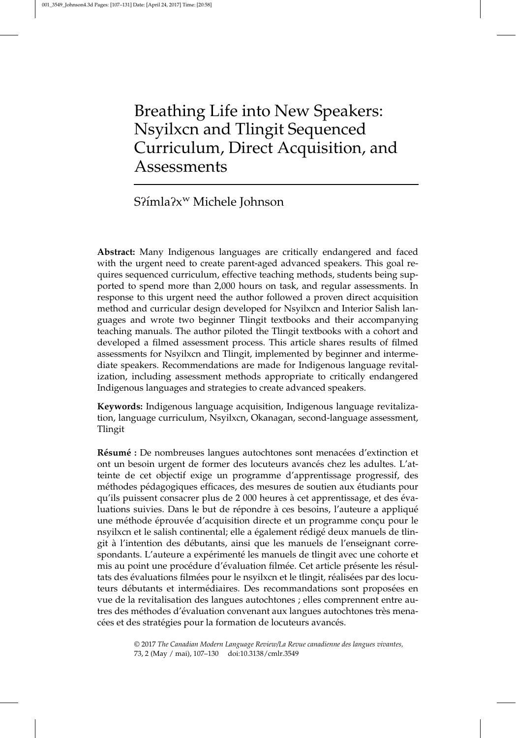# Breathing Life into New Speakers: Nsyilxcn and Tlingit Sequenced Curriculum, Direct Acquisition, and Assessments

S?ímla?xʷ Michele Johnson

**Abstract:** Many Indigenous languages are critically endangered and faced with the urgent need to create parent-aged advanced speakers. This goal requires sequenced curriculum, effective teaching methods, students being supported to spend more than 2,000 hours on task, and regular assessments. In response to this urgent need the author followed a proven direct acquisition method and curricular design developed for Nsyilxcn and Interior Salish languages and wrote two beginner Tlingit textbooks and their accompanying teaching manuals. The author piloted the Tlingit textbooks with a cohort and developed a filmed assessment process. This article shares results of filmed assessments for Nsyilxcn and Tlingit, implemented by beginner and intermediate speakers. Recommendations are made for Indigenous language revitalization, including assessment methods appropriate to critically endangered Indigenous languages and strategies to create advanced speakers.

**Keywords:** Indigenous language acquisition, Indigenous language revitalization, language curriculum, Nsyilxcn, Okanagan, second-language assessment, Tlingit

**Résumé :** De nombreuses langues autochtones sont menacées d'extinction et ont un besoin urgent de former des locuteurs avancés chez les adultes. L'atteinte de cet objectif exige un programme d'apprentissage progressif, des méthodes pédagogiques efficaces, des mesures de soutien aux étudiants pour qu'ils puissent consacrer plus de 2 000 heures à cet apprentissage, et des évaluations suivies. Dans le but de répondre à ces besoins, l'auteure a appliqué une méthode éprouvée d'acquisition directe et un programme conçu pour le nsyilxcn et le salish continental; elle a également rédigé deux manuels de tlingit à l'intention des débutants, ainsi que les manuels de l'enseignant correspondants. L'auteure a expérimenté les manuels de tlingit avec une cohorte et mis au point une procédure d'évaluation filmée. Cet article présente les résultats des évaluations filmées pour le nsyilxcn et le tlingit, réalisées par des locuteurs débutants et intermédiaires. Des recommandations sont proposées en vue de la revitalisation des langues autochtones ; elles comprennent entre autres des méthodes d'évaluation convenant aux langues autochtones très menacées et des stratégies pour la formation de locuteurs avancés.

© 2017 *The Canadian Modern Language Review/La Revue canadienne des langues vivantes,* 73, 2 (May / mai), 107–130 doi:10.3138/cmlr.3549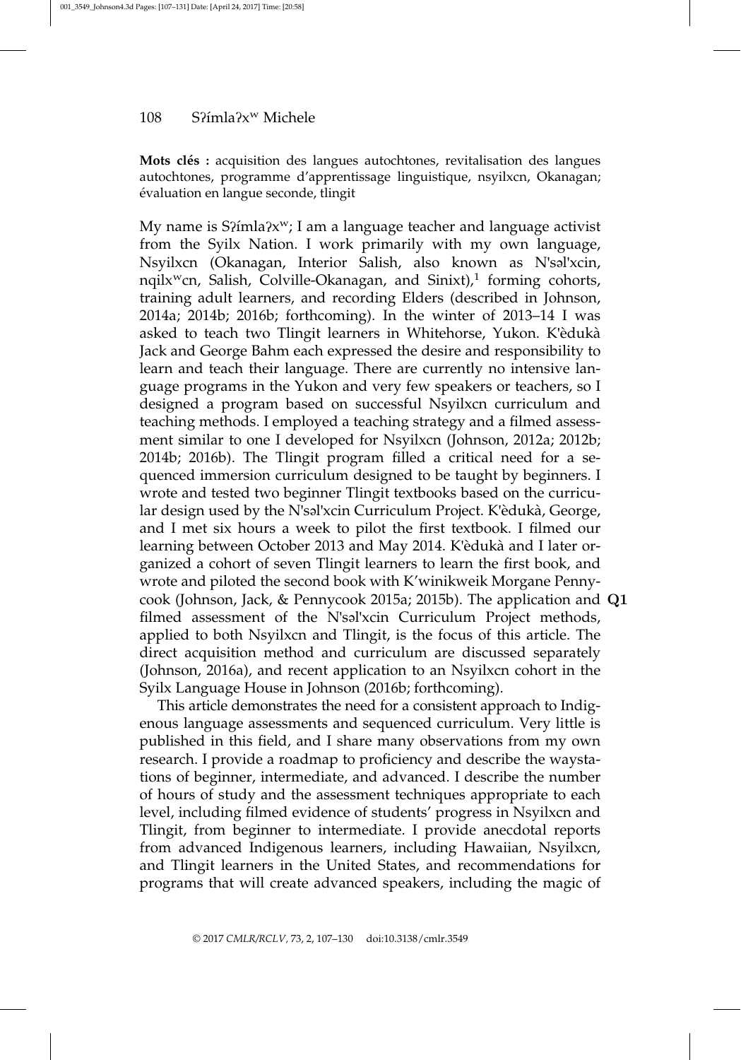**Mots clés :** acquisition des langues autochtones, revitalisation des langues autochtones, programme d'apprentissage linguistique, nsyilxcn, Okanagan; évaluation en langue seconde, tlingit

My name is Sʔímlaʔxʷ; I am a language teacher and language activist from the Syilx Nation. I work primarily with my own language, Nsyilxcn (Okanagan, Interior Salish, also known as N'səl'xcin, nqilxʷcn, Salish, Colville-Okanagan, and Sinixt),[1] forming cohorts, training adult learners, and recording Elders (described in Johnson, 2014a; 2014b; 2016b; forthcoming). In the winter of 2013–14 I was asked to teach two Tlingit learners in Whitehorse, Yukon. K'èdukà Jack and George Bahm each expressed the desire and responsibility to learn and teach their language. There are currently no intensive language programs in the Yukon and very few speakers or teachers, so I designed a program based on successful Nsyilxcn curriculum and teaching methods. I employed a teaching strategy and a filmed assessment similar to one I developed for Nsyilxcn (Johnson, 2012a; 2012b; 2014b; 2016b). The Tlingit program filled a critical need for a sequenced immersion curriculum designed to be taught by beginners. I wrote and tested two beginner Tlingit textbooks based on the curricular design used by the N'səl'xcin Curriculum Project. K'èdukà, George, and I met six hours a week to pilot the first textbook. I filmed our learning between October 2013 and May 2014. K'èdukà and I later organized a cohort of seven Tlingit learners to learn the first book, and wrote and piloted the second book with K'winikweik Morgane Pennycook (Johnson, Jack, & Pennycook 2015a; 2015b). The application and **Q1** filmed assessment of the N'səl'xcin Curriculum Project methods, applied to both Nsyilxcn and Tlingit, is the focus of this article. The direct acquisition method and curriculum are discussed separately (Johnson, 2016a), and recent application to an Nsyilxcn cohort in the Syilx Language House in Johnson (2016b; forthcoming).

This article demonstrates the need for a consistent approach to Indigenous language assessments and sequenced curriculum. Very little is published in this field, and I share many observations from my own research. I provide a roadmap to proficiency and describe the waystations of beginner, intermediate, and advanced. I describe the number of hours of study and the assessment techniques appropriate to each level, including filmed evidence of students' progress in Nsyilxcn and Tlingit, from beginner to intermediate. I provide anecdotal reports from advanced Indigenous learners, including Hawaiian, Nsyilxcn, and Tlingit learners in the United States, and recommendations for programs that will create advanced speakers, including the magic of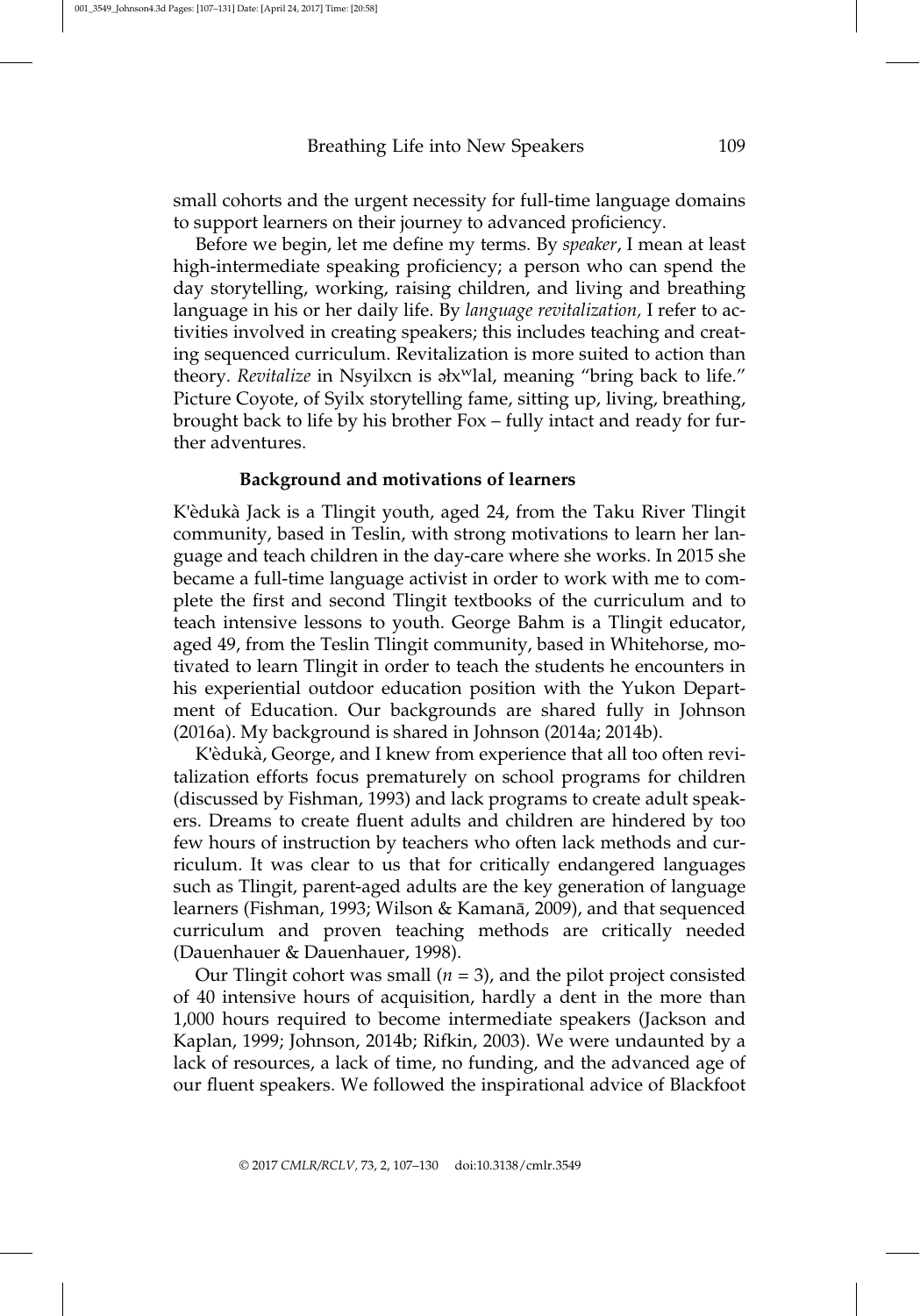small cohorts and the urgent necessity for full-time language domains to support learners on their journey to advanced proficiency.

Before we begin, let me define my terms. By *speaker*, I mean at least high-intermediate speaking proficiency; a person who can spend the day storytelling, working, raising children, and living and breathing language in his or her daily life. By *language revitalization,* I refer to activities involved in creating speakers; this includes teaching and creating sequenced curriculum. Revitalization is more suited to action than theory. *Revitalize* in Nsyilxcn is əɬxʷlal, meaning "bring back to life." Picture Coyote, of Syilx storytelling fame, sitting up, living, breathing, brought back to life by his brother Fox – fully intact and ready for further adventures.

### Background and motivations of learners

K'èdukà Jack is a Tlingit youth, aged 24, from the Taku River Tlingit community, based in Teslin, with strong motivations to learn her language and teach children in the day-care where she works. In 2015 she became a full-time language activist in order to work with me to complete the first and second Tlingit textbooks of the curriculum and to teach intensive lessons to youth. George Bahm is a Tlingit educator, aged 49, from the Teslin Tlingit community, based in Whitehorse, motivated to learn Tlingit in order to teach the students he encounters in his experiential outdoor education position with the Yukon Department of Education. Our backgrounds are shared fully in Johnson (2016a). My background is shared in Johnson (2014a; 2014b).

K'èdukà, George, and I knew from experience that all too often revitalization efforts focus prematurely on school programs for children (discussed by Fishman, 1993) and lack programs to create adult speakers. Dreams to create fluent adults and children are hindered by too few hours of instruction by teachers who often lack methods and curriculum. It was clear to us that for critically endangered languages such as Tlingit, parent-aged adults are the key generation of language learners (Fishman, 1993; Wilson & Kamanā, 2009), and that sequenced curriculum and proven teaching methods are critically needed (Dauenhauer & Dauenhauer, 1998).

Our Tlingit cohort was small ($n = 3$), and the pilot project consisted of 40 intensive hours of acquisition, hardly a dent in the more than 1,000 hours required to become intermediate speakers (Jackson and Kaplan, 1999; Johnson, 2014b; Rifkin, 2003). We were undaunted by a lack of resources, a lack of time, no funding, and the advanced age of our fluent speakers. We followed the inspirational advice of Blackfoot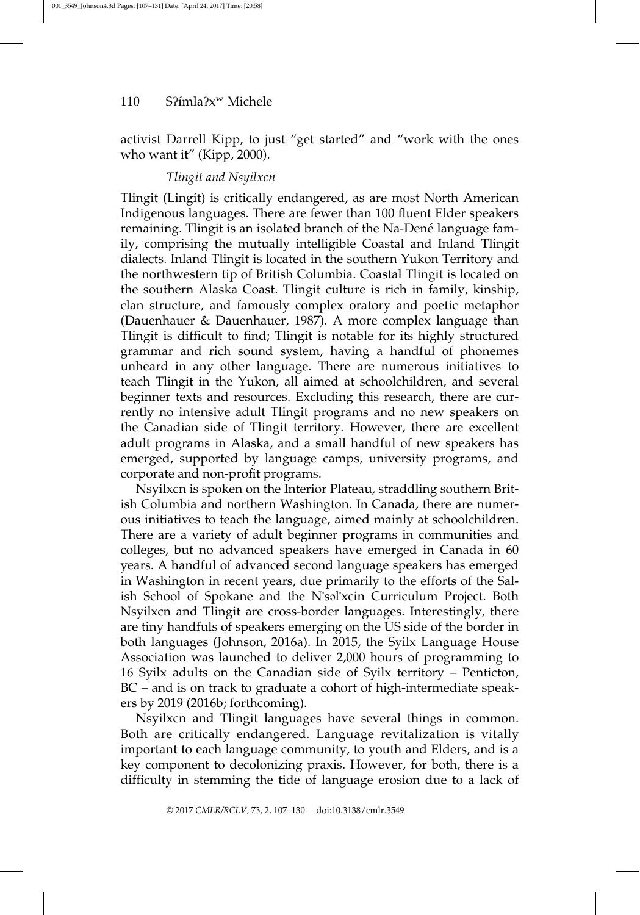activist Darrell Kipp, to just “get started” and “work with the ones who want it” (Kipp, 2000).

*Tlingit and Nsyilxcn*

Tlingit (Lingít) is critically endangered, as are most North American Indigenous languages. There are fewer than 100 fluent Elder speakers remaining. Tlingit is an isolated branch of the Na-Dené language family, comprising the mutually intelligible Coastal and Inland Tlingit dialects. Inland Tlingit is located in the southern Yukon Territory and the northwestern tip of British Columbia. Coastal Tlingit is located on the southern Alaska Coast. Tlingit culture is rich in family, kinship, clan structure, and famously complex oratory and poetic metaphor (Dauenhauer & Dauenhauer, 1987). A more complex language than Tlingit is difficult to find; Tlingit is notable for its highly structured grammar and rich sound system, having a handful of phonemes unheard in any other language. There are numerous initiatives to teach Tlingit in the Yukon, all aimed at schoolchildren, and several beginner texts and resources. Excluding this research, there are currently no intensive adult Tlingit programs and no new speakers on the Canadian side of Tlingit territory. However, there are excellent adult programs in Alaska, and a small handful of new speakers has emerged, supported by language camps, university programs, and corporate and non-profit programs.

Nsyilxcn is spoken on the Interior Plateau, straddling southern British Columbia and northern Washington. In Canada, there are numerous initiatives to teach the language, aimed mainly at schoolchildren. There are a variety of adult beginner programs in communities and colleges, but no advanced speakers have emerged in Canada in 60 years. A handful of advanced second language speakers has emerged in Washington in recent years, due primarily to the efforts of the Salish School of Spokane and the N'səl'xcin Curriculum Project. Both Nsyilxcn and Tlingit are cross-border languages. Interestingly, there are tiny handfuls of speakers emerging on the US side of the border in both languages (Johnson, 2016a). In 2015, the Syilx Language House Association was launched to deliver 2,000 hours of programming to 16 Syilx adults on the Canadian side of Syilx territory – Penticton, BC – and is on track to graduate a cohort of high-intermediate speakers by 2019 (2016b; forthcoming).

Nsyilxcn and Tlingit languages have several things in common. Both are critically endangered. Language revitalization is vitally important to each language community, to youth and Elders, and is a key component to decolonizing praxis. However, for both, there is a difficulty in stemming the tide of language erosion due to a lack of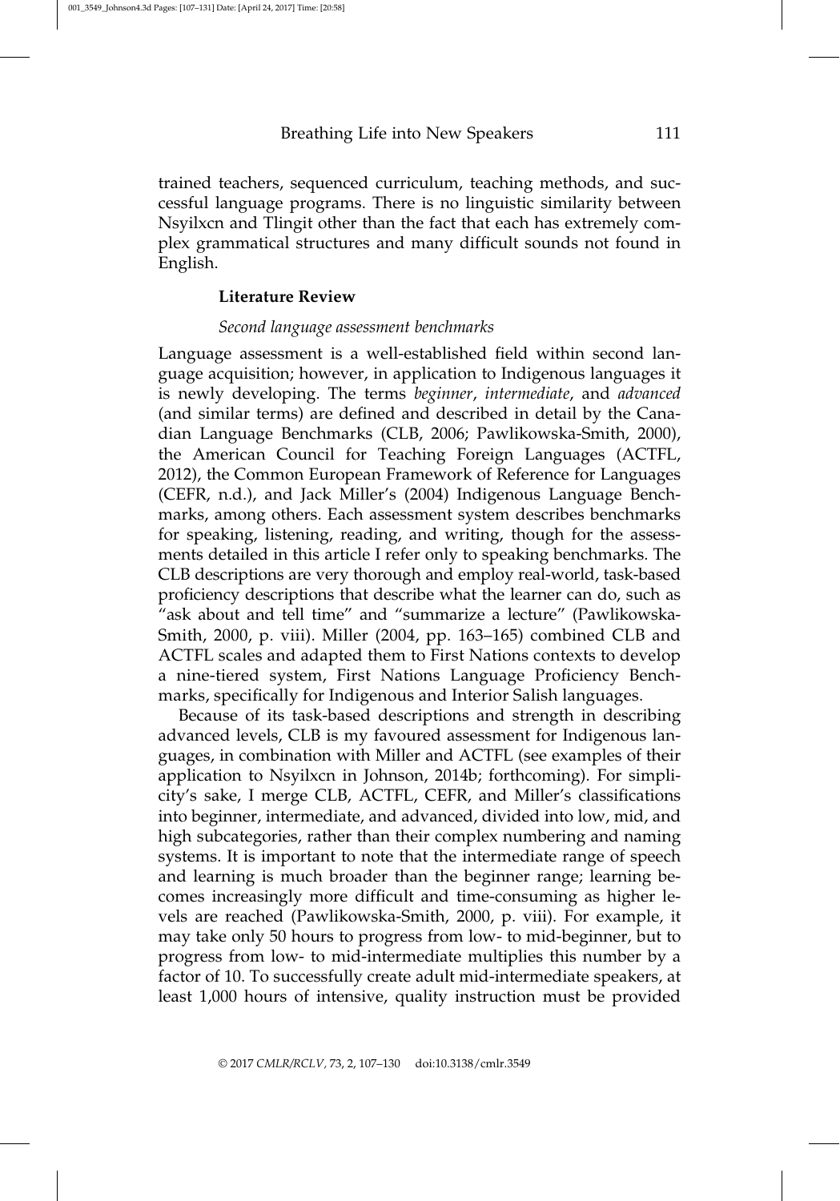trained teachers, sequenced curriculum, teaching methods, and successful language programs. There is no linguistic similarity between Nsyilxcn and Tlingit other than the fact that each has extremely complex grammatical structures and many difficult sounds not found in English.

## Literature Review

### *Second language assessment benchmarks*

Language assessment is a well-established field within second language acquisition; however, in application to Indigenous languages it is newly developing. The terms *beginner*, *intermediate*, and *advanced* (and similar terms) are defined and described in detail by the Canadian Language Benchmarks (CLB, 2006; Pawlikowska-Smith, 2000), the American Council for Teaching Foreign Languages (ACTFL, 2012), the Common European Framework of Reference for Languages (CEFR, n.d.), and Jack Miller's (2004) Indigenous Language Benchmarks, among others. Each assessment system describes benchmarks for speaking, listening, reading, and writing, though for the assessments detailed in this article I refer only to speaking benchmarks. The CLB descriptions are very thorough and employ real-world, task-based proficiency descriptions that describe what the learner can do, such as "ask about and tell time" and "summarize a lecture" (Pawlikowska-Smith, 2000, p. viii). Miller (2004, pp. 163–165) combined CLB and ACTFL scales and adapted them to First Nations contexts to develop a nine-tiered system, First Nations Language Proficiency Benchmarks, specifically for Indigenous and Interior Salish languages.

Because of its task-based descriptions and strength in describing advanced levels, CLB is my favoured assessment for Indigenous languages, in combination with Miller and ACTFL (see examples of their application to Nsyilxcn in Johnson, 2014b; forthcoming). For simplicity's sake, I merge CLB, ACTFL, CEFR, and Miller's classifications into beginner, intermediate, and advanced, divided into low, mid, and high subcategories, rather than their complex numbering and naming systems. It is important to note that the intermediate range of speech and learning is much broader than the beginner range; learning becomes increasingly more difficult and time-consuming as higher levels are reached (Pawlikowska-Smith, 2000, p. viii). For example, it may take only 50 hours to progress from low- to mid-beginner, but to progress from low- to mid-intermediate multiplies this number by a factor of 10. To successfully create adult mid-intermediate speakers, at least 1,000 hours of intensive, quality instruction must be provided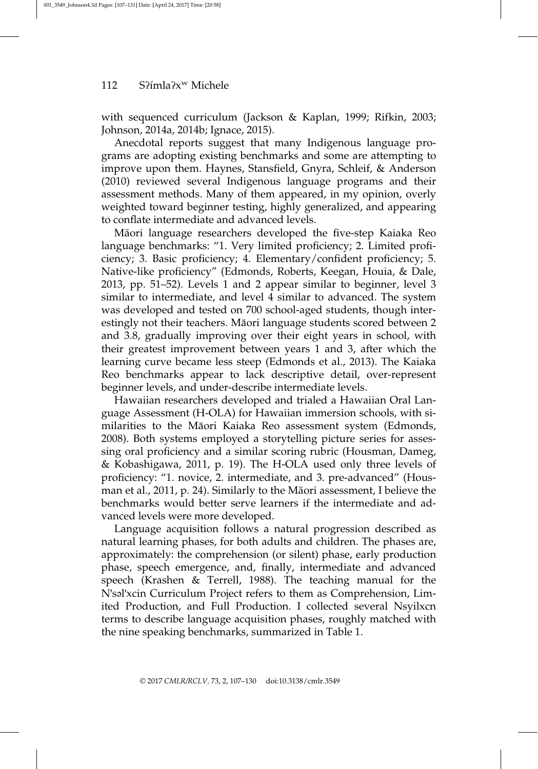with sequenced curriculum (Jackson & Kaplan, 1999; Rifkin, 2003; Johnson, 2014a, 2014b; Ignace, 2015).

Anecdotal reports suggest that many Indigenous language programs are adopting existing benchmarks and some are attempting to improve upon them. Haynes, Stansfield, Gnyra, Schleif, & Anderson (2010) reviewed several Indigenous language programs and their assessment methods. Many of them appeared, in my opinion, overly weighted toward beginner testing, highly generalized, and appearing to conflate intermediate and advanced levels.

Māori language researchers developed the five-step Kaiaka Reo language benchmarks: "1. Very limited proficiency; 2. Limited proficiency; 3. Basic proficiency; 4. Elementary/confident proficiency; 5. Native-like proficiency" (Edmonds, Roberts, Keegan, Houia, & Dale, 2013, pp. 51–52). Levels 1 and 2 appear similar to beginner, level 3 similar to intermediate, and level 4 similar to advanced. The system was developed and tested on 700 school-aged students, though interestingly not their teachers. Māori language students scored between 2 and 3.8, gradually improving over their eight years in school, with their greatest improvement between years 1 and 3, after which the learning curve became less steep (Edmonds et al., 2013). The Kaiaka Reo benchmarks appear to lack descriptive detail, over-represent beginner levels, and under-describe intermediate levels.

Hawaiian researchers developed and trialed a Hawaiian Oral Language Assessment (H-OLA) for Hawaiian immersion schools, with similarities to the Māori Kaiaka Reo assessment system (Edmonds, 2008). Both systems employed a storytelling picture series for assessing oral proficiency and a similar scoring rubric (Housman, Dameg, & Kobashigawa, 2011, p. 19). The H-OLA used only three levels of proficiency: "1. novice, 2. intermediate, and 3. pre-advanced" (Housman et al., 2011, p. 24). Similarly to the Māori assessment, I believe the benchmarks would better serve learners if the intermediate and advanced levels were more developed.

Language acquisition follows a natural progression described as natural learning phases, for both adults and children. The phases are, approximately: the comprehension (or silent) phase, early production phase, speech emergence, and, finally, intermediate and advanced speech (Krashen & Terrell, 1988). The teaching manual for the N'səl'xcin Curriculum Project refers to them as Comprehension, Limited Production, and Full Production. I collected several Nsyilxcn terms to describe language acquisition phases, roughly matched with the nine speaking benchmarks, summarized in Table 1.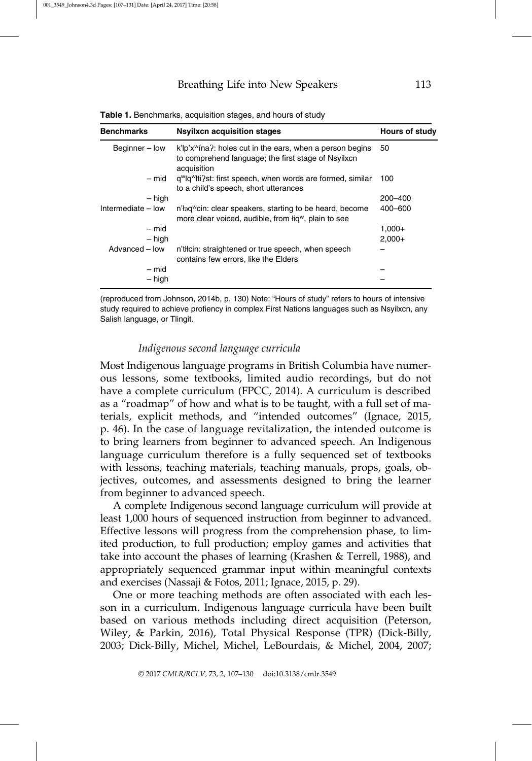**Table 1.** Benchmarks, acquisition stages, and hours of study

| Benchmarks | Nsyilxcn acquisition stages | Hours of study |
|---|---|---|
| Beginner – low | k'lp'xʷínaʔ: holes cut in the ears, when a person begins to comprehend language; the first stage of Nsyilxcn acquisition | 50 |
| – mid | qʷlqʷltiʔst: first speech, when words are formed, similar to a child's speech, short utterances | 100 |
| – high | | 200–400 |
| Intermediate – low | n'łəqʷcin: clear speakers, starting to be heard, become more clear voiced, audible, from łiqʷ, plain to see | 400–600 |
| – mid | | 1,000+ |
| – high | | 2,000+ |
| Advanced – low | n'tƛ̓cin: straightened or true speech, when speech contains few errors, like the Elders | – |
| – mid | | – |
| – high | | – |

(reproduced from Johnson, 2014b, p. 130) Note: "Hours of study" refers to hours of intensive study required to achieve proficiency in complex First Nations languages such as Nsyilxcn, any Salish language, or Tlingit.

#### *Indigenous second language curricula*

Most Indigenous language programs in British Columbia have numerous lessons, some textbooks, limited audio recordings, but do not have a complete curriculum (FPCC, 2014). A curriculum is described as a "roadmap" of how and what is to be taught, with a full set of materials, explicit methods, and "intended outcomes" (Ignace, 2015, p. 46). In the case of language revitalization, the intended outcome is to bring learners from beginner to advanced speech. An Indigenous language curriculum therefore is a fully sequenced set of textbooks with lessons, teaching materials, teaching manuals, props, goals, objectives, outcomes, and assessments designed to bring the learner from beginner to advanced speech.

A complete Indigenous second language curriculum will provide at least 1,000 hours of sequenced instruction from beginner to advanced. Effective lessons will progress from the comprehension phase, to limited production, to full production; employ games and activities that take into account the phases of learning (Krashen & Terrell, 1988), and appropriately sequenced grammar input within meaningful contexts and exercises (Nassaji & Fotos, 2011; Ignace, 2015, p. 29).

One or more teaching methods are often associated with each lesson in a curriculum. Indigenous language curricula have been built based on various methods including direct acquisition (Peterson, Wiley, & Parkin, 2016), Total Physical Response (TPR) (Dick-Billy, 2003; Dick-Billy, Michel, Michel, LeBourdais, & Michel, 2004, 2007;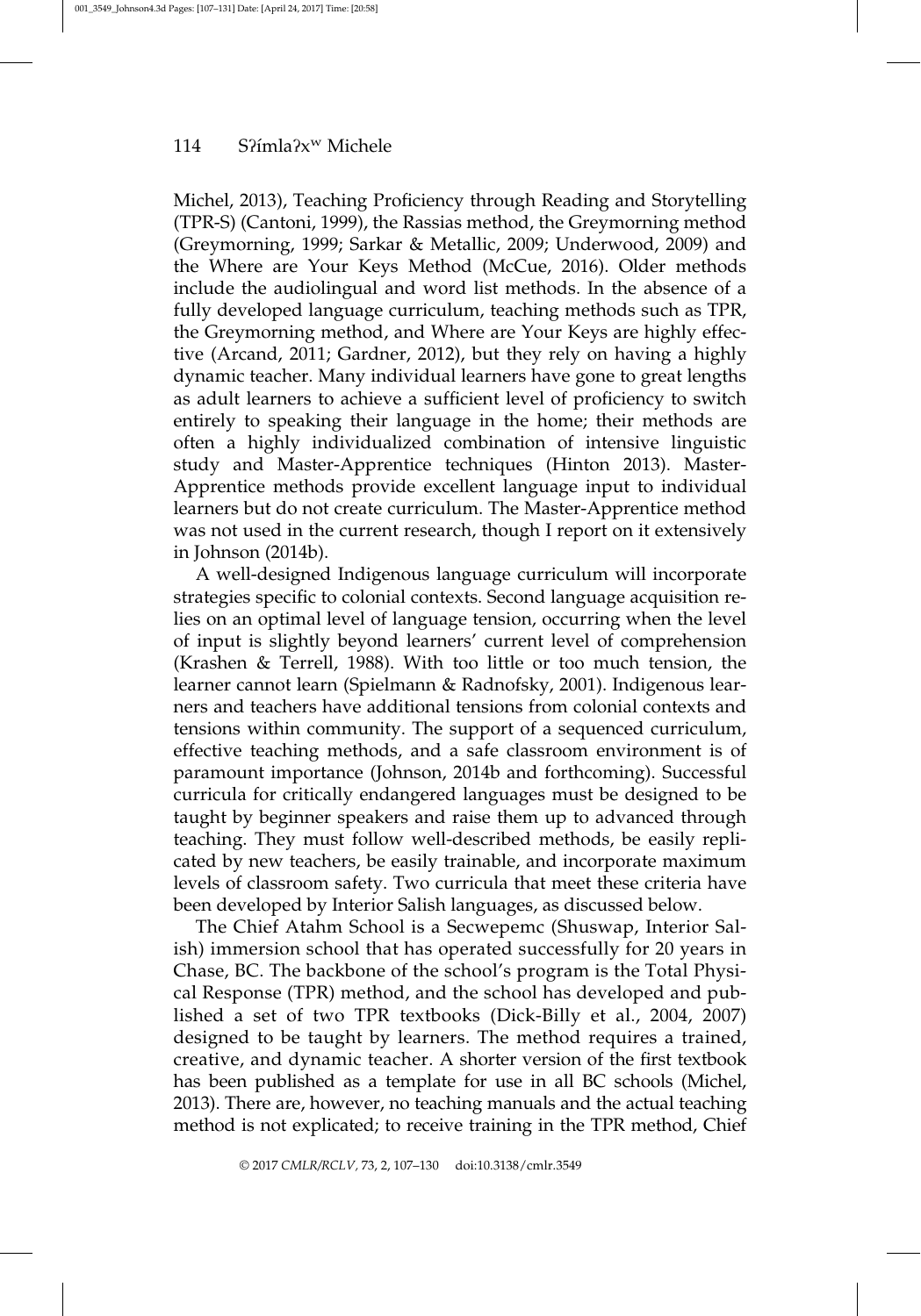Michel, 2013), Teaching Proficiency through Reading and Storytelling (TPR-S) (Cantoni, 1999), the Rassias method, the Greymorning method (Greymorning, 1999; Sarkar & Metallic, 2009; Underwood, 2009) and the Where are Your Keys Method (McCue, 2016). Older methods include the audiolingual and word list methods. In the absence of a fully developed language curriculum, teaching methods such as TPR, the Greymorning method, and Where are Your Keys are highly effective (Arcand, 2011; Gardner, 2012), but they rely on having a highly dynamic teacher. Many individual learners have gone to great lengths as adult learners to achieve a sufficient level of proficiency to switch entirely to speaking their language in the home; their methods are often a highly individualized combination of intensive linguistic study and Master-Apprentice techniques (Hinton 2013). Master-Apprentice methods provide excellent language input to individual learners but do not create curriculum. The Master-Apprentice method was not used in the current research, though I report on it extensively in Johnson (2014b).

A well-designed Indigenous language curriculum will incorporate strategies specific to colonial contexts. Second language acquisition relies on an optimal level of language tension, occurring when the level of input is slightly beyond learners' current level of comprehension (Krashen & Terrell, 1988). With too little or too much tension, the learner cannot learn (Spielmann & Radnofsky, 2001). Indigenous learners and teachers have additional tensions from colonial contexts and tensions within community. The support of a sequenced curriculum, effective teaching methods, and a safe classroom environment is of paramount importance (Johnson, 2014b and forthcoming). Successful curricula for critically endangered languages must be designed to be taught by beginner speakers and raise them up to advanced through teaching. They must follow well-described methods, be easily replicated by new teachers, be easily trainable, and incorporate maximum levels of classroom safety. Two curricula that meet these criteria have been developed by Interior Salish languages, as discussed below.

The Chief Atahm School is a Secwepemc (Shuswap, Interior Salish) immersion school that has operated successfully for 20 years in Chase, BC. The backbone of the school's program is the Total Physical Response (TPR) method, and the school has developed and published a set of two TPR textbooks (Dick-Billy et al., 2004, 2007) designed to be taught by learners. The method requires a trained, creative, and dynamic teacher. A shorter version of the first textbook has been published as a template for use in all BC schools (Michel, 2013). There are, however, no teaching manuals and the actual teaching method is not explicated; to receive training in the TPR method, Chief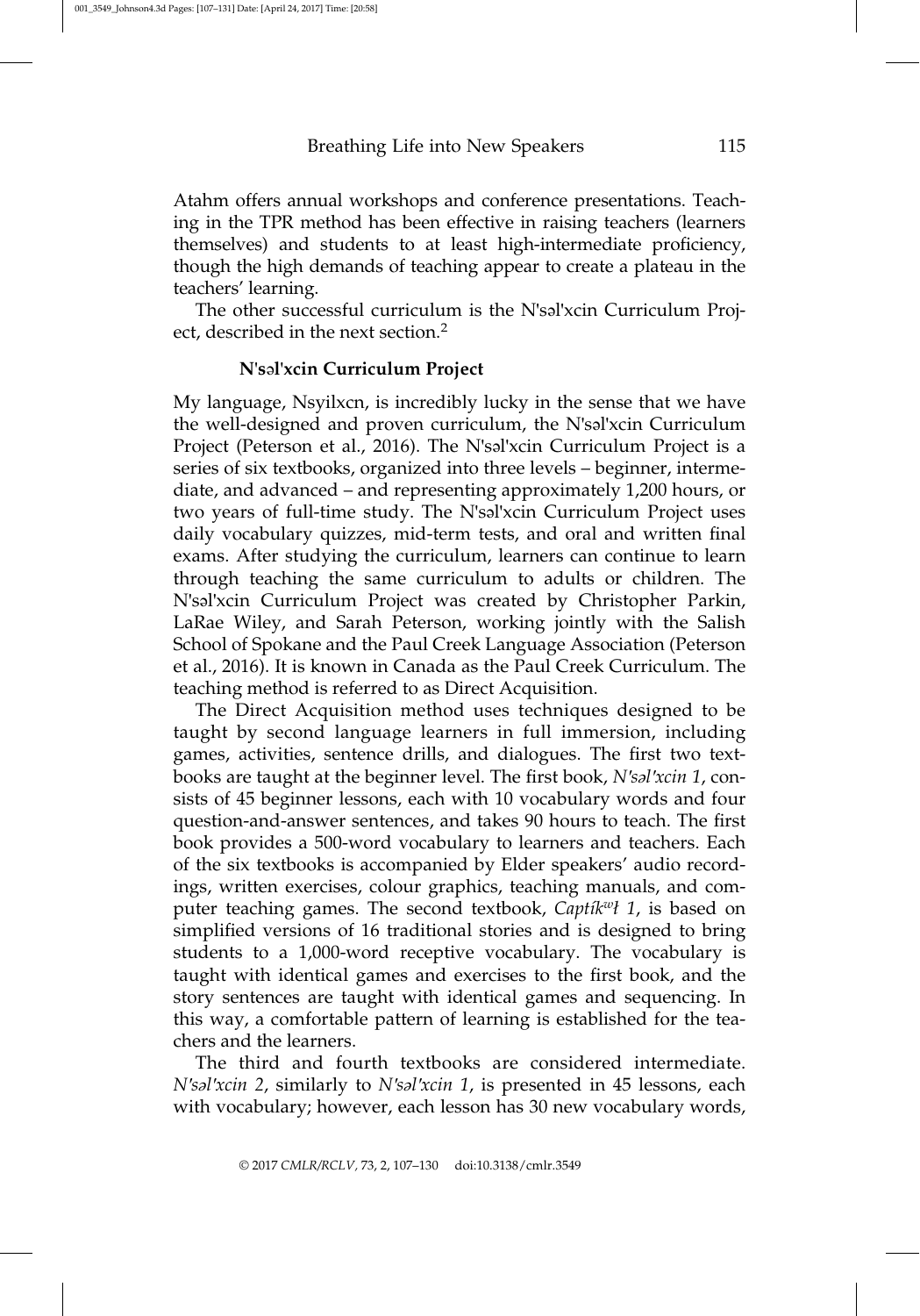Atahm offers annual workshops and conference presentations. Teaching in the TPR method has been effective in raising teachers (learners themselves) and students to at least high-intermediate proficiency, though the high demands of teaching appear to create a plateau in the teachers' learning.

The other successful curriculum is the N'səl'xcin Curriculum Project, described in the next section.[2]

### N'səl'xcin Curriculum Project

My language, Nsyilxcn, is incredibly lucky in the sense that we have the well-designed and proven curriculum, the N'səl'xcin Curriculum Project (Peterson et al., 2016). The N'səl'xcin Curriculum Project is a series of six textbooks, organized into three levels – beginner, intermediate, and advanced – and representing approximately 1,200 hours, or two years of full-time study. The N'səl'xcin Curriculum Project uses daily vocabulary quizzes, mid-term tests, and oral and written final exams. After studying the curriculum, learners can continue to learn through teaching the same curriculum to adults or children. The N'səl'xcin Curriculum Project was created by Christopher Parkin, LaRae Wiley, and Sarah Peterson, working jointly with the Salish School of Spokane and the Paul Creek Language Association (Peterson et al., 2016). It is known in Canada as the Paul Creek Curriculum. The teaching method is referred to as Direct Acquisition.

The Direct Acquisition method uses techniques designed to be taught by second language learners in full immersion, including games, activities, sentence drills, and dialogues. The first two textbooks are taught at the beginner level. The first book, *N'səl'xcin 1*, consists of 45 beginner lessons, each with 10 vocabulary words and four question-and-answer sentences, and takes 90 hours to teach. The first book provides a 500-word vocabulary to learners and teachers. Each of the six textbooks is accompanied by Elder speakers' audio recordings, written exercises, colour graphics, teaching manuals, and computer teaching games. The second textbook, *Captíkʷł 1*, is based on simplified versions of 16 traditional stories and is designed to bring students to a 1,000-word receptive vocabulary. The vocabulary is taught with identical games and exercises to the first book, and the story sentences are taught with identical games and sequencing. In this way, a comfortable pattern of learning is established for the teachers and the learners.

The third and fourth textbooks are considered intermediate. *N'səl'xcin 2*, similarly to *N'səl'xcin 1*, is presented in 45 lessons, each with vocabulary; however, each lesson has 30 new vocabulary words,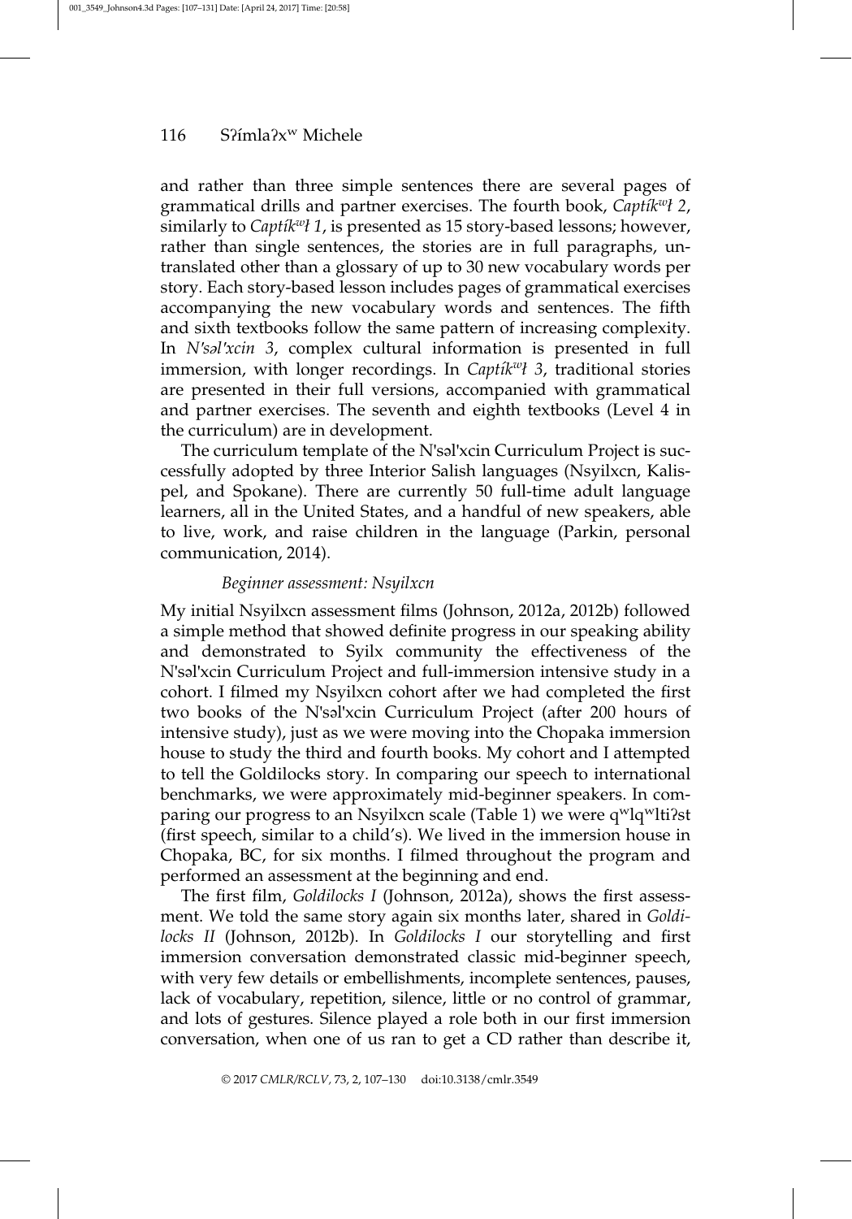and rather than three simple sentences there are several pages of grammatical drills and partner exercises. The fourth book, *Captíkʷł 2*, similarly to *Captíkʷł 1*, is presented as 15 story-based lessons; however, rather than single sentences, the stories are in full paragraphs, untranslated other than a glossary of up to 30 new vocabulary words per story. Each story-based lesson includes pages of grammatical exercises accompanying the new vocabulary words and sentences. The fifth and sixth textbooks follow the same pattern of increasing complexity. In *N'səl'xcin 3*, complex cultural information is presented in full immersion, with longer recordings. In *Captíkʷł 3*, traditional stories are presented in their full versions, accompanied with grammatical and partner exercises. The seventh and eighth textbooks (Level 4 in the curriculum) are in development.

The curriculum template of the N'səl'xcin Curriculum Project is successfully adopted by three Interior Salish languages (Nsyilxcn, Kalispel, and Spokane). There are currently 50 full-time adult language learners, all in the United States, and a handful of new speakers, able to live, work, and raise children in the language (Parkin, personal communication, 2014).

### *Beginner assessment: Nsyilxcn*

My initial Nsyilxcn assessment films (Johnson, 2012a, 2012b) followed a simple method that showed definite progress in our speaking ability and demonstrated to Syilx community the effectiveness of the N'səl'xcin Curriculum Project and full-immersion intensive study in a cohort. I filmed my Nsyilxcn cohort after we had completed the first two books of the N'səl'xcin Curriculum Project (after 200 hours of intensive study), just as we were moving into the Chopaka immersion house to study the third and fourth books. My cohort and I attempted to tell the Goldilocks story. In comparing our speech to international benchmarks, we were approximately mid-beginner speakers. In comparing our progress to an Nsyilxcn scale (Table 1) we were qʷlqʷltiʔst (first speech, similar to a child's). We lived in the immersion house in Chopaka, BC, for six months. I filmed throughout the program and performed an assessment at the beginning and end.

The first film, *Goldilocks I* (Johnson, 2012a), shows the first assessment. We told the same story again six months later, shared in *Goldilocks II* (Johnson, 2012b). In *Goldilocks I* our storytelling and first immersion conversation demonstrated classic mid-beginner speech, with very few details or embellishments, incomplete sentences, pauses, lack of vocabulary, repetition, silence, little or no control of grammar, and lots of gestures. Silence played a role both in our first immersion conversation, when one of us ran to get a CD rather than describe it,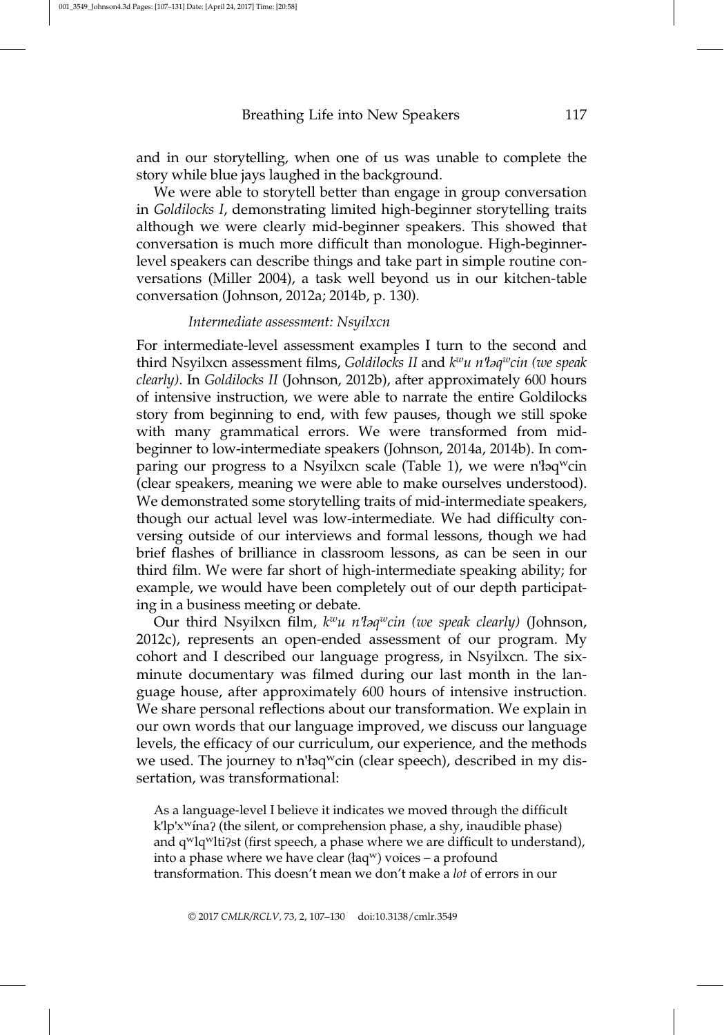and in our storytelling, when one of us was unable to complete the story while blue jays laughed in the background.

We were able to storytell better than engage in group conversation in *Goldilocks I*, demonstrating limited high-beginner storytelling traits although we were clearly mid-beginner speakers. This showed that conversation is much more difficult than monologue. High-beginner-level speakers can describe things and take part in simple routine conversations (Miller 2004), a task well beyond us in our kitchen-table conversation (Johnson, 2012a; 2014b, p. 130).

### *Intermediate assessment: Nsyilxcn*

For intermediate-level assessment examples I turn to the second and third Nsyilxcn assessment films, *Goldilocks II* and *kʷu n'ɬəqʷcin (we speak clearly)*. In *Goldilocks II* (Johnson, 2012b), after approximately 600 hours of intensive instruction, we were able to narrate the entire Goldilocks story from beginning to end, with few pauses, though we still spoke with many grammatical errors. We were transformed from mid-beginner to low-intermediate speakers (Johnson, 2014a, 2014b). In comparing our progress to a Nsyilxcn scale (Table 1), we were n'ɬəqʷcin (clear speakers, meaning we were able to make ourselves understood). We demonstrated some storytelling traits of mid-intermediate speakers, though our actual level was low-intermediate. We had difficulty conversing outside of our interviews and formal lessons, though we had brief flashes of brilliance in classroom lessons, as can be seen in our third film. We were far short of high-intermediate speaking ability; for example, we would have been completely out of our depth participating in a business meeting or debate.

Our third Nsyilxcn film, *kʷu n'ɬəqʷcin (we speak clearly)* (Johnson, 2012c), represents an open-ended assessment of our program. My cohort and I described our language progress, in Nsyilxcn. The six-minute documentary was filmed during our last month in the language house, after approximately 600 hours of intensive instruction. We share personal reflections about our transformation. We explain in our own words that our language improved, we discuss our language levels, the efficacy of our curriculum, our experience, and the methods we used. The journey to n'ɬəqʷcin (clear speech), described in my dissertation, was transformational:

> As a language-level I believe it indicates we moved through the difficult k'lp'xʷínaʔ (the silent, or comprehension phase, a shy, inaudible phase) and qʷlqʷltiʔst (first speech, a phase where we are difficult to understand), into a phase where we have clear (ɬaqʷ) voices – a profound transformation. This doesn't mean we don't make a *lot* of errors in our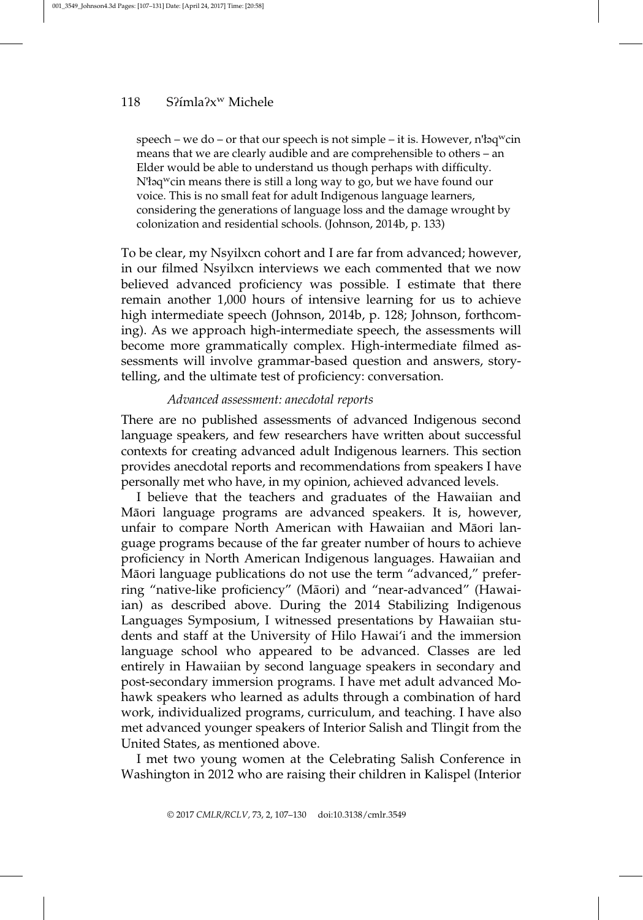> speech – we do – or that our speech is not simple – it is. However, n'ɬəqʷcin means that we are clearly audible and are comprehensible to others – an Elder would be able to understand us though perhaps with difficulty. N'ɬəqʷcin means there is still a long way to go, but we have found our voice. This is no small feat for adult Indigenous language learners, considering the generations of language loss and the damage wrought by colonization and residential schools. (Johnson, 2014b, p. 133)

To be clear, my Nsyilxcn cohort and I are far from advanced; however, in our filmed Nsyilxcn interviews we each commented that we now believed advanced proficiency was possible. I estimate that there remain another 1,000 hours of intensive learning for us to achieve high intermediate speech (Johnson, 2014b, p. 128; Johnson, forthcoming). As we approach high-intermediate speech, the assessments will become more grammatically complex. High-intermediate filmed assessments will involve grammar-based question and answers, storytelling, and the ultimate test of proficiency: conversation.

*Advanced assessment: anecdotal reports*

There are no published assessments of advanced Indigenous second language speakers, and few researchers have written about successful contexts for creating advanced adult Indigenous learners. This section provides anecdotal reports and recommendations from speakers I have personally met who have, in my opinion, achieved advanced levels.

I believe that the teachers and graduates of the Hawaiian and Māori language programs are advanced speakers. It is, however, unfair to compare North American with Hawaiian and Māori language programs because of the far greater number of hours to achieve proficiency in North American Indigenous languages. Hawaiian and Māori language publications do not use the term "advanced," preferring "native-like proficiency" (Māori) and "near-advanced" (Hawaiian) as described above. During the 2014 Stabilizing Indigenous Languages Symposium, I witnessed presentations by Hawaiian students and staff at the University of Hilo Hawai'i and the immersion language school who appeared to be advanced. Classes are led entirely in Hawaiian by second language speakers in secondary and post-secondary immersion programs. I have met adult advanced Mohawk speakers who learned as adults through a combination of hard work, individualized programs, curriculum, and teaching. I have also met advanced younger speakers of Interior Salish and Tlingit from the United States, as mentioned above.

I met two young women at the Celebrating Salish Conference in Washington in 2012 who are raising their children in Kalispel (Interior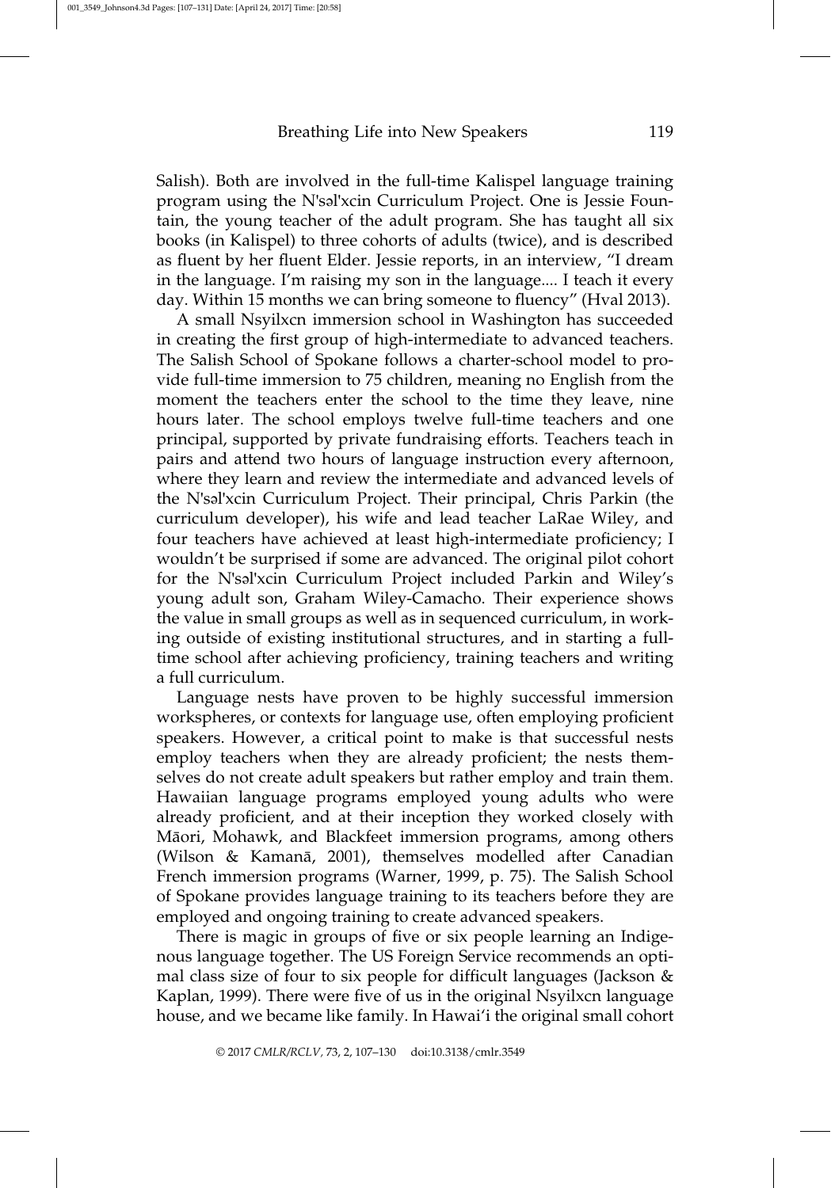Salish). Both are involved in the full-time Kalispel language training program using the N'səl'xcin Curriculum Project. One is Jessie Fountain, the young teacher of the adult program. She has taught all six books (in Kalispel) to three cohorts of adults (twice), and is described as fluent by her fluent Elder. Jessie reports, in an interview, "I dream in the language. I'm raising my son in the language.... I teach it every day. Within 15 months we can bring someone to fluency" (Hval 2013).

A small Nsyilxcn immersion school in Washington has succeeded in creating the first group of high-intermediate to advanced teachers. The Salish School of Spokane follows a charter-school model to provide full-time immersion to 75 children, meaning no English from the moment the teachers enter the school to the time they leave, nine hours later. The school employs twelve full-time teachers and one principal, supported by private fundraising efforts. Teachers teach in pairs and attend two hours of language instruction every afternoon, where they learn and review the intermediate and advanced levels of the N'səl'xcin Curriculum Project. Their principal, Chris Parkin (the curriculum developer), his wife and lead teacher LaRae Wiley, and four teachers have achieved at least high-intermediate proficiency; I wouldn't be surprised if some are advanced. The original pilot cohort for the N'səl'xcin Curriculum Project included Parkin and Wiley's young adult son, Graham Wiley-Camacho. Their experience shows the value in small groups as well as in sequenced curriculum, in working outside of existing institutional structures, and in starting a full-time school after achieving proficiency, training teachers and writing a full curriculum.

Language nests have proven to be highly successful immersion workspheres, or contexts for language use, often employing proficient speakers. However, a critical point to make is that successful nests employ teachers when they are already proficient; the nests themselves do not create adult speakers but rather employ and train them. Hawaiian language programs employed young adults who were already proficient, and at their inception they worked closely with Māori, Mohawk, and Blackfeet immersion programs, among others (Wilson & Kamanā, 2001), themselves modelled after Canadian French immersion programs (Warner, 1999, p. 75). The Salish School of Spokane provides language training to its teachers before they are employed and ongoing training to create advanced speakers.

There is magic in groups of five or six people learning an Indigenous language together. The US Foreign Service recommends an optimal class size of four to six people for difficult languages (Jackson & Kaplan, 1999). There were five of us in the original Nsyilxcn language house, and we became like family. In Hawai'i the original small cohort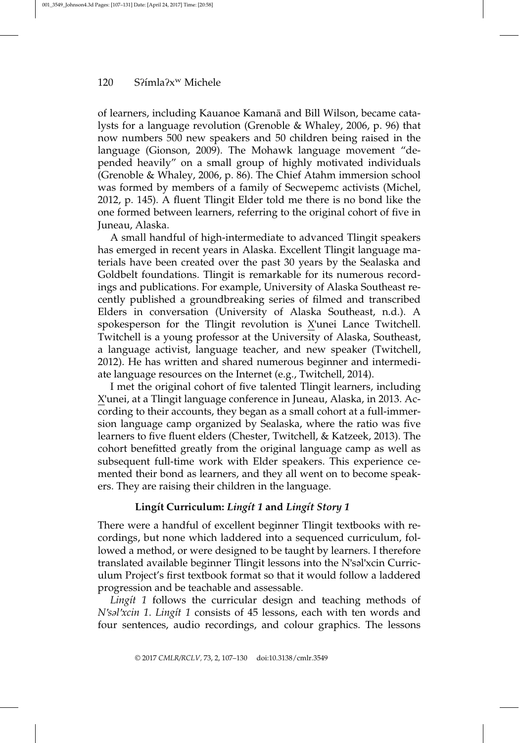of learners, including Kauanoe Kamanā and Bill Wilson, became catalysts for a language revolution (Grenoble & Whaley, 2006, p. 96) that now numbers 500 new speakers and 50 children being raised in the language (Gionson, 2009). The Mohawk language movement "depended heavily" on a small group of highly motivated individuals (Grenoble & Whaley, 2006, p. 86). The Chief Atahm immersion school was formed by members of a family of Secwepemc activists (Michel, 2012, p. 145). A fluent Tlingit Elder told me there is no bond like the one formed between learners, referring to the original cohort of five in Juneau, Alaska.

A small handful of high-intermediate to advanced Tlingit speakers has emerged in recent years in Alaska. Excellent Tlingit language materials have been created over the past 30 years by the Sealaska and Goldbelt foundations. Tlingit is remarkable for its numerous recordings and publications. For example, University of Alaska Southeast recently published a groundbreaking series of filmed and transcribed Elders in conversation (University of Alaska Southeast, n.d.). A spokesperson for the Tlingit revolution is X̲'unei Lance Twitchell. Twitchell is a young professor at the University of Alaska, Southeast, a language activist, language teacher, and new speaker (Twitchell, 2012). He has written and shared numerous beginner and intermediate language resources on the Internet (e.g., Twitchell, 2014).

I met the original cohort of five talented Tlingit learners, including X̲'unei, at a Tlingit language conference in Juneau, Alaska, in 2013. According to their accounts, they began as a small cohort at a full-immersion language camp organized by Sealaska, where the ratio was five learners to five fluent elders (Chester, Twitchell, & Katzeek, 2013). The cohort benefitted greatly from the original language camp as well as subsequent full-time work with Elder speakers. This experience cemented their bond as learners, and they all went on to become speakers. They are raising their children in the language.

### Lingít Curriculum: *Lingít 1* and *Lingít Story 1*

There were a handful of excellent beginner Tlingit textbooks with recordings, but none which laddered into a sequenced curriculum, followed a method, or were designed to be taught by learners. I therefore translated available beginner Tlingit lessons into the N'səl'xcin Curriculum Project's first textbook format so that it would follow a laddered progression and be teachable and assessable.

*Lingít 1* follows the curricular design and teaching methods of *N'səl'xcin 1*. *Lingít 1* consists of 45 lessons, each with ten words and four sentences, audio recordings, and colour graphics. The lessons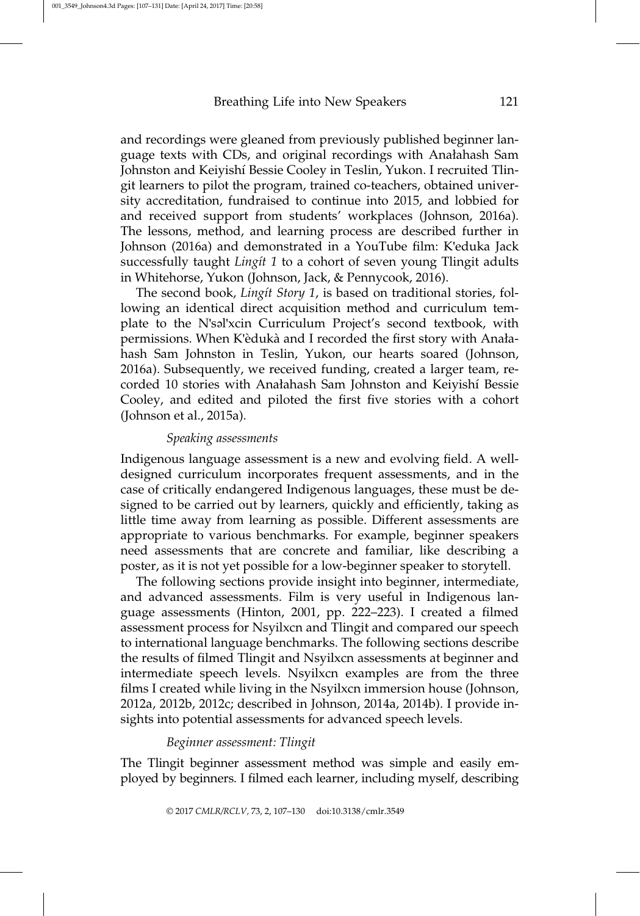and recordings were gleaned from previously published beginner language texts with CDs, and original recordings with Anałahash Sam Johnston and Keiyishí Bessie Cooley in Teslin, Yukon. I recruited Tlingit learners to pilot the program, trained co-teachers, obtained university accreditation, fundraised to continue into 2015, and lobbied for and received support from students' workplaces (Johnson, 2016a). The lessons, method, and learning process are described further in Johnson (2016a) and demonstrated in a YouTube film: K'eduka Jack successfully taught *Lingít 1* to a cohort of seven young Tlingit adults in Whitehorse, Yukon (Johnson, Jack, & Pennycook, 2016).

The second book, *Lingít Story 1*, is based on traditional stories, following an identical direct acquisition method and curriculum template to the N'səl'xcin Curriculum Project's second textbook, with permissions. When K'èdukà and I recorded the first story with Anałahash Sam Johnston in Teslin, Yukon, our hearts soared (Johnson, 2016a). Subsequently, we received funding, created a larger team, recorded 10 stories with Anałahash Sam Johnston and Keiyishí Bessie Cooley, and edited and piloted the first five stories with a cohort (Johnson et al., 2015a).

### *Speaking assessments*

Indigenous language assessment is a new and evolving field. A well-designed curriculum incorporates frequent assessments, and in the case of critically endangered Indigenous languages, these must be designed to be carried out by learners, quickly and efficiently, taking as little time away from learning as possible. Different assessments are appropriate to various benchmarks. For example, beginner speakers need assessments that are concrete and familiar, like describing a poster, as it is not yet possible for a low-beginner speaker to storytell.

The following sections provide insight into beginner, intermediate, and advanced assessments. Film is very useful in Indigenous language assessments (Hinton, 2001, pp. 222–223). I created a filmed assessment process for Nsyilxcn and Tlingit and compared our speech to international language benchmarks. The following sections describe the results of filmed Tlingit and Nsyilxcn assessments at beginner and intermediate speech levels. Nsyilxcn examples are from the three films I created while living in the Nsyilxcn immersion house (Johnson, 2012a, 2012b, 2012c; described in Johnson, 2014a, 2014b). I provide insights into potential assessments for advanced speech levels.

### *Beginner assessment: Tlingit*

The Tlingit beginner assessment method was simple and easily employed by beginners. I filmed each learner, including myself, describing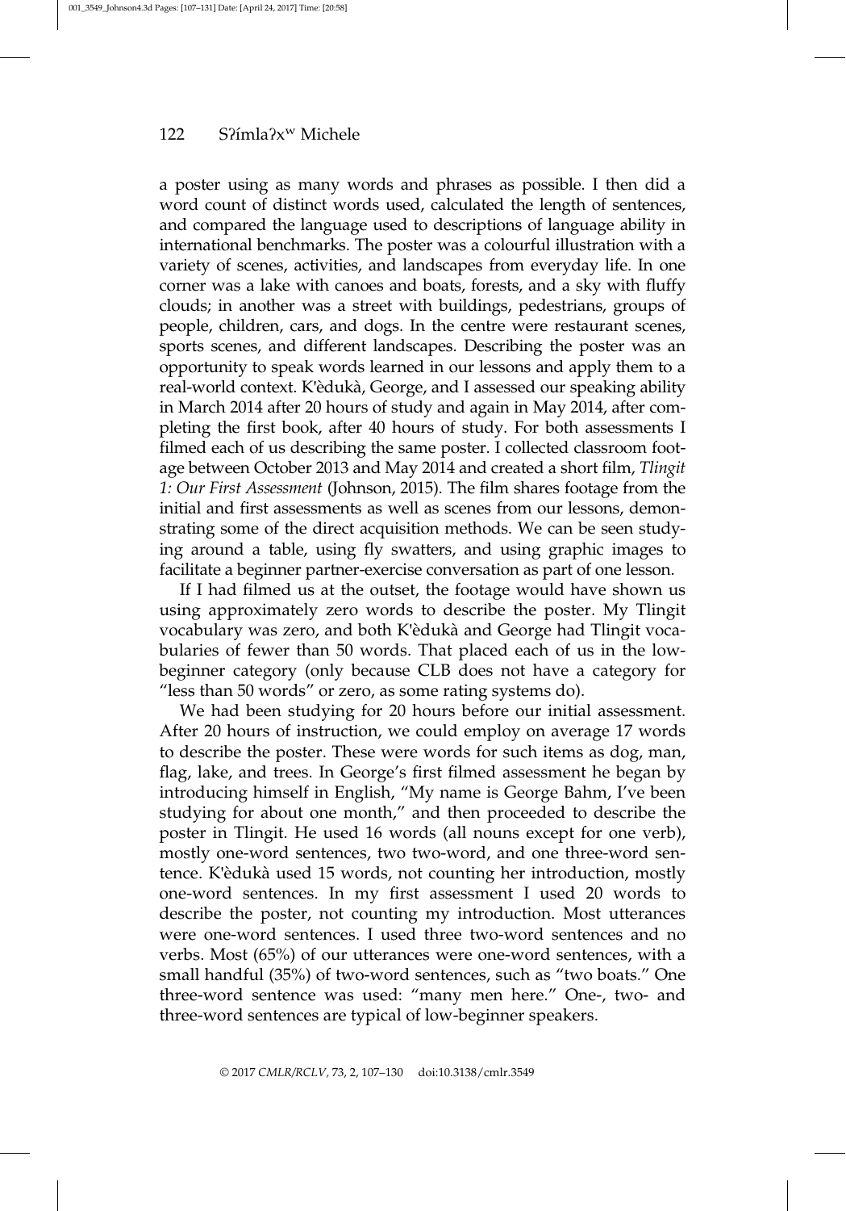a poster using as many words and phrases as possible. I then did a word count of distinct words used, calculated the length of sentences, and compared the language used to descriptions of language ability in international benchmarks. The poster was a colourful illustration with a variety of scenes, activities, and landscapes from everyday life. In one corner was a lake with canoes and boats, forests, and a sky with fluffy clouds; in another was a street with buildings, pedestrians, groups of people, children, cars, and dogs. In the centre were restaurant scenes, sports scenes, and different landscapes. Describing the poster was an opportunity to speak words learned in our lessons and apply them to a real-world context. K'èdukà, George, and I assessed our speaking ability in March 2014 after 20 hours of study and again in May 2014, after completing the first book, after 40 hours of study. For both assessments I filmed each of us describing the same poster. I collected classroom footage between October 2013 and May 2014 and created a short film, *Tlingit 1: Our First Assessment* (Johnson, 2015). The film shares footage from the initial and first assessments as well as scenes from our lessons, demonstrating some of the direct acquisition methods. We can be seen studying around a table, using fly swatters, and using graphic images to facilitate a beginner partner-exercise conversation as part of one lesson.

If I had filmed us at the outset, the footage would have shown us using approximately zero words to describe the poster. My Tlingit vocabulary was zero, and both K'èdukà and George had Tlingit vocabularies of fewer than 50 words. That placed each of us in the low-beginner category (only because CLB does not have a category for "less than 50 words" or zero, as some rating systems do).

We had been studying for 20 hours before our initial assessment. After 20 hours of instruction, we could employ on average 17 words to describe the poster. These were words for such items as dog, man, flag, lake, and trees. In George's first filmed assessment he began by introducing himself in English, "My name is George Bahm, I've been studying for about one month," and then proceeded to describe the poster in Tlingit. He used 16 words (all nouns except for one verb), mostly one-word sentences, two two-word, and one three-word sentence. K'èdukà used 15 words, not counting her introduction, mostly one-word sentences. In my first assessment I used 20 words to describe the poster, not counting my introduction. Most utterances were one-word sentences. I used three two-word sentences and no verbs. Most (65%) of our utterances were one-word sentences, with a small handful (35%) of two-word sentences, such as "two boats." One three-word sentence was used: "many men here." One-, two- and three-word sentences are typical of low-beginner speakers.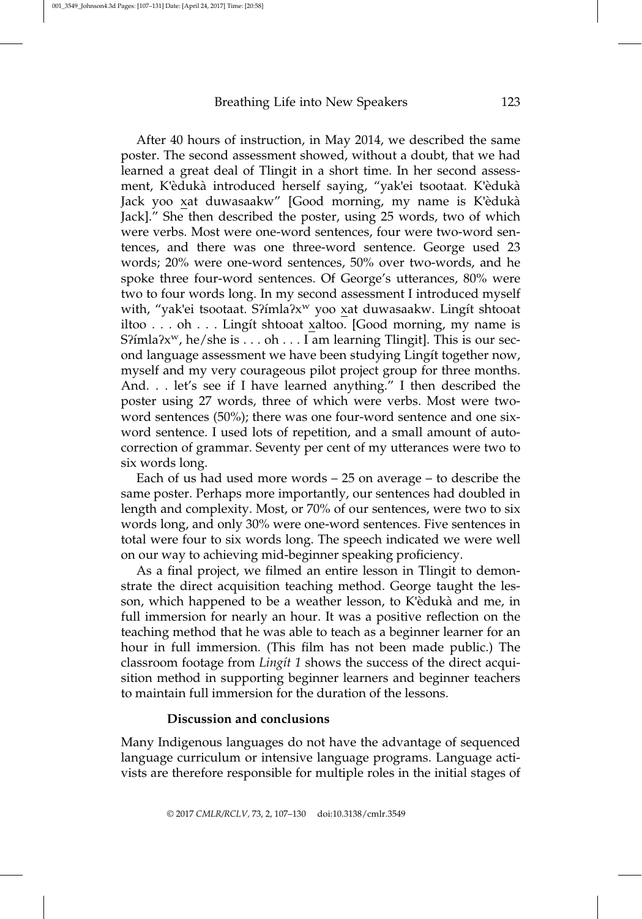After 40 hours of instruction, in May 2014, we described the same poster. The second assessment showed, without a doubt, that we had learned a great deal of Tlingit in a short time. In her second assessment, K'èdukà introduced herself saying, "yak'ei tsootaat. K'èdukà Jack yoo x̲at duwasaakw" [Good morning, my name is K'èdukà Jack]." She then described the poster, using 25 words, two of which were verbs. Most were one-word sentences, four were two-word sentences, and there was one three-word sentence. George used 23 words; 20% were one-word sentences, 50% over two-words, and he spoke three four-word sentences. Of George's utterances, 80% were two to four words long. In my second assessment I introduced myself with, "yak'ei tsootaat. Sʔímlaʔxʷ yoo x̲at duwasaakw. Lingít shtooat iltoo . . . oh . . . Lingít shtooat x̲altoo. [Good morning, my name is Sʔímlaʔxʷ, he/she is . . . oh . . . I am learning Tlingit]. This is our second language assessment we have been studying Lingít together now, myself and my very courageous pilot project group for three months. And. . . let's see if I have learned anything." I then described the poster using 27 words, three of which were verbs. Most were two-word sentences (50%); there was one four-word sentence and one six-word sentence. I used lots of repetition, and a small amount of auto-correction of grammar. Seventy per cent of my utterances were two to six words long.

Each of us had used more words – 25 on average – to describe the same poster. Perhaps more importantly, our sentences had doubled in length and complexity. Most, or 70% of our sentences, were two to six words long, and only 30% were one-word sentences. Five sentences in total were four to six words long. The speech indicated we were well on our way to achieving mid-beginner speaking proficiency.

As a final project, we filmed an entire lesson in Tlingit to demonstrate the direct acquisition teaching method. George taught the lesson, which happened to be a weather lesson, to K'èdukà and me, in full immersion for nearly an hour. It was a positive reflection on the teaching method that he was able to teach as a beginner learner for an hour in full immersion. (This film has not been made public.) The classroom footage from *Lingít 1* shows the success of the direct acquisition method in supporting beginner learners and beginner teachers to maintain full immersion for the duration of the lessons.

## Discussion and conclusions

Many Indigenous languages do not have the advantage of sequenced language curriculum or intensive language programs. Language activists are therefore responsible for multiple roles in the initial stages of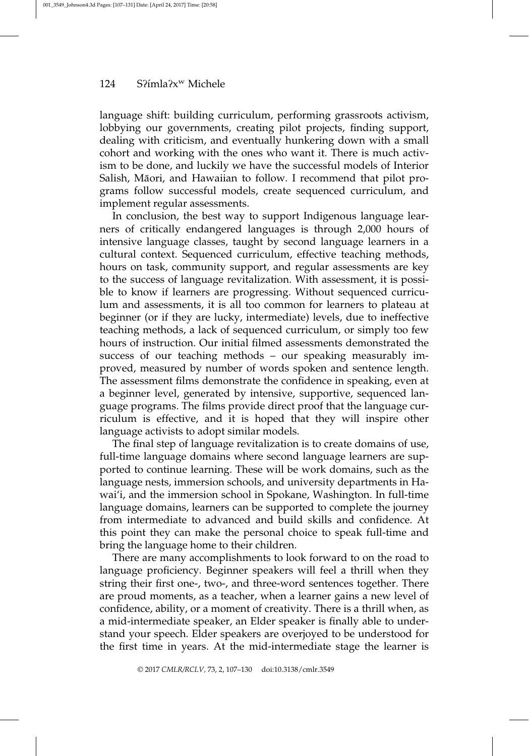language shift: building curriculum, performing grassroots activism, lobbying our governments, creating pilot projects, finding support, dealing with criticism, and eventually hunkering down with a small cohort and working with the ones who want it. There is much activism to be done, and luckily we have the successful models of Interior Salish, Māori, and Hawaiian to follow. I recommend that pilot programs follow successful models, create sequenced curriculum, and implement regular assessments.

In conclusion, the best way to support Indigenous language learners of critically endangered languages is through 2,000 hours of intensive language classes, taught by second language learners in a cultural context. Sequenced curriculum, effective teaching methods, hours on task, community support, and regular assessments are key to the success of language revitalization. With assessment, it is possible to know if learners are progressing. Without sequenced curriculum and assessments, it is all too common for learners to plateau at beginner (or if they are lucky, intermediate) levels, due to ineffective teaching methods, a lack of sequenced curriculum, or simply too few hours of instruction. Our initial filmed assessments demonstrated the success of our teaching methods – our speaking measurably improved, measured by number of words spoken and sentence length. The assessment films demonstrate the confidence in speaking, even at a beginner level, generated by intensive, supportive, sequenced language programs. The films provide direct proof that the language curriculum is effective, and it is hoped that they will inspire other language activists to adopt similar models.

The final step of language revitalization is to create domains of use, full-time language domains where second language learners are supported to continue learning. These will be work domains, such as the language nests, immersion schools, and university departments in Hawai'i, and the immersion school in Spokane, Washington. In full-time language domains, learners can be supported to complete the journey from intermediate to advanced and build skills and confidence. At this point they can make the personal choice to speak full-time and bring the language home to their children.

There are many accomplishments to look forward to on the road to language proficiency. Beginner speakers will feel a thrill when they string their first one-, two-, and three-word sentences together. There are proud moments, as a teacher, when a learner gains a new level of confidence, ability, or a moment of creativity. There is a thrill when, as a mid-intermediate speaker, an Elder speaker is finally able to understand your speech. Elder speakers are overjoyed to be understood for the first time in years. At the mid-intermediate stage the learner is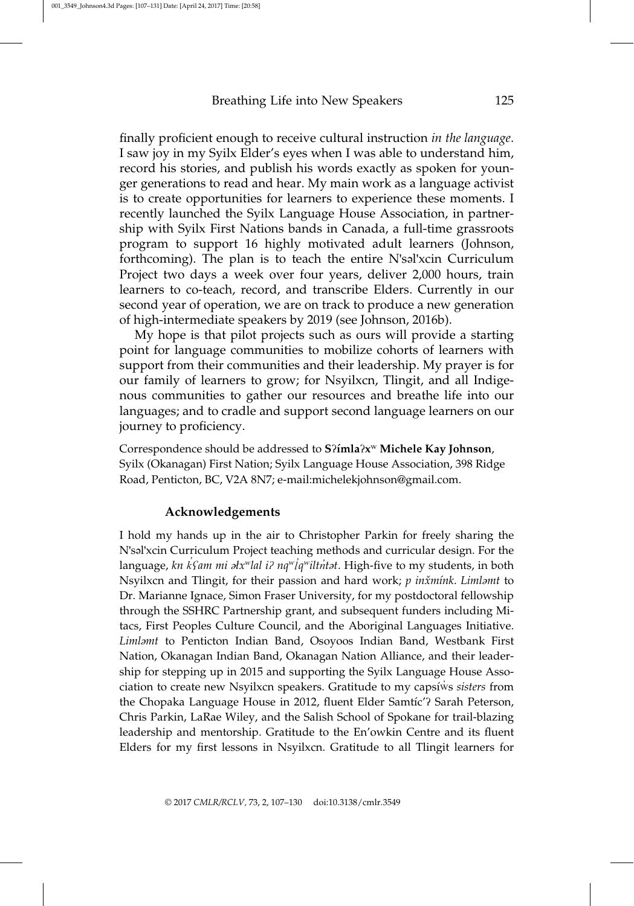finally proficient enough to receive cultural instruction *in the language*. I saw joy in my Syilx Elder's eyes when I was able to understand him, record his stories, and publish his words exactly as spoken for younger generations to read and hear. My main work as a language activist is to create opportunities for learners to experience these moments. I recently launched the Syilx Language House Association, in partnership with Syilx First Nations bands in Canada, a full-time grassroots program to support 16 highly motivated adult learners (Johnson, forthcoming). The plan is to teach the entire N'səl'xcin Curriculum Project two days a week over four years, deliver 2,000 hours, train learners to co-teach, record, and transcribe Elders. Currently in our second year of operation, we are on track to produce a new generation of high-intermediate speakers by 2019 (see Johnson, 2016b).

My hope is that pilot projects such as ours will provide a starting point for language communities to mobilize cohorts of learners with support from their communities and their leadership. My prayer is for our family of learners to grow; for Nsyilxcn, Tlingit, and all Indigenous communities to gather our resources and breathe life into our languages; and to cradle and support second language learners on our journey to proficiency.

Correspondence should be addressed to **Sʔímlaʔxʷ Michele Kay Johnson**, Syilx (Okanagan) First Nation; Syilx Language House Association, 398 Ridge Road, Penticton, BC, V2A 8N7; e-mail:michelekjohnson@gmail.com.

### Acknowledgements

I hold my hands up in the air to Christopher Parkin for freely sharing the N'səl'xcin Curriculum Project teaching methods and curricular design. For the language, *kn k̓ʕam mi əɬxʷlal iʔ nqʷl̓qʷiltn̓tət*. High-five to my students, in both Nsyilxcn and Tlingit, for their passion and hard work; *p inx̌mínk*. *Limləmt* to Dr. Marianne Ignace, Simon Fraser University, for my postdoctoral fellowship through the SSHRC Partnership grant, and subsequent funders including Mitacs, First Peoples Culture Council, and the Aboriginal Languages Initiative. *Limləmt* to Penticton Indian Band, Osoyoos Indian Band, Westbank First Nation, Okanagan Indian Band, Okanagan Nation Alliance, and their leadership for stepping up in 2015 and supporting the Syilx Language House Association to create new Nsyilxcn speakers. Gratitude to my capsíw̓s *sisters* from the Chopaka Language House in 2012, fluent Elder Samtíc'ʔ Sarah Peterson, Chris Parkin, LaRae Wiley, and the Salish School of Spokane for trail-blazing leadership and mentorship. Gratitude to the En'owkin Centre and its fluent Elders for my first lessons in Nsyilxcn. Gratitude to all Tlingit learners for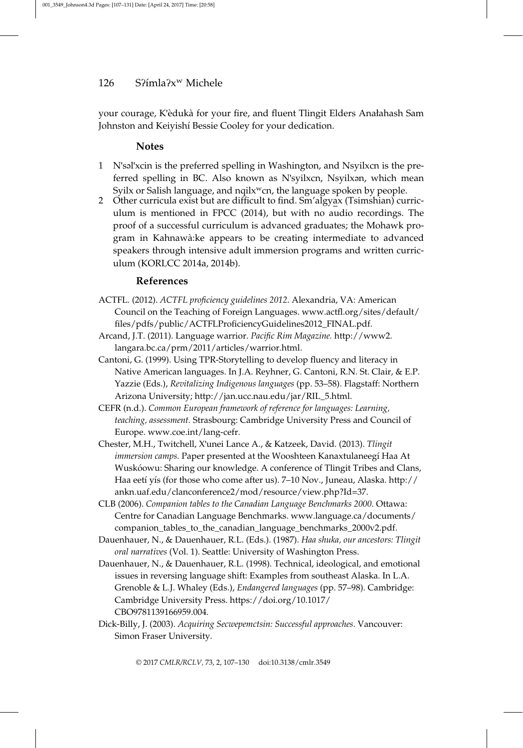your courage, K'èdukà for your fire, and fluent Tlingit Elders Anałahash Sam Johnston and Keiyishí Bessie Cooley for your dedication.

## Notes

1. N'səl'xcin is the preferred spelling in Washington, and Nsyilxcn is the preferred spelling in BC. Also known as N'syilxcn, Nsyilxən, which mean Syilx or Salish language, and nqilxʷcn, the language spoken by people.
2. Other curricula exist but are difficult to find. Sm'algya̲x (Tsimshian) curriculum is mentioned in FPCC (2014), but with no audio recordings. The proof of a successful curriculum is advanced graduates; the Mohawk program in Kahnawà:ke appears to be creating intermediate to advanced speakers through intensive adult immersion programs and written curriculum (KORLCC 2014a, 2014b).

## References

ACTFL. (2012). *ACTFL proficiency guidelines 2012*. Alexandria, VA: American Council on the Teaching of Foreign Languages. www.actfl.org/sites/default/files/pdfs/public/ACTFLProficiencyGuidelines2012_FINAL.pdf.

Arcand, J.T. (2011). Language warrior. *Pacific Rim Magazine.* http://www2.langara.bc.ca/prm/2011/articles/warrior.html.

Cantoni, G. (1999). Using TPR-Storytelling to develop fluency and literacy in Native American languages. In J.A. Reyhner, G. Cantoni, R.N. St. Clair, & E.P. Yazzie (Eds.), *Revitalizing Indigenous languages* (pp. 53–58). Flagstaff: Northern Arizona University; http://jan.ucc.nau.edu/jar/RIL_5.html.

CEFR (n.d.). *Common European framework of reference for languages: Learning, teaching, assessment*. Strasbourg: Cambridge University Press and Council of Europe. www.coe.int/lang-cefr.

Chester, M.H., Twitchell, X'unei Lance A., & Katzeek, David. (2013). *Tlingit immersion camps.* Paper presented at the Wooshteen Kanaxtulaneegí Haa At Wuskóowu: Sharing our knowledge. A conference of Tlingit Tribes and Clans, Haa eetí yís (for those who come after us). 7–10 Nov., Juneau, Alaska. http://ankn.uaf.edu/clanconference2/mod/resource/view.php?Id=37.

CLB (2006). *Companion tables to the Canadian Language Benchmarks 2000*. Ottawa: Centre for Canadian Language Benchmarks. www.language.ca/documents/companion_tables_to_the_canadian_language_benchmarks_2000v2.pdf.

Dauenhauer, N., & Dauenhauer, R.L. (Eds.). (1987). *Haa shuka, our ancestors: Tlingit oral narratives* (Vol. 1). Seattle: University of Washington Press.

Dauenhauer, N., & Dauenhauer, R.L. (1998). Technical, ideological, and emotional issues in reversing language shift: Examples from southeast Alaska. In L.A. Grenoble & L.J. Whaley (Eds.), *Endangered languages* (pp. 57–98). Cambridge: Cambridge University Press. https://doi.org/10.1017/CBO9781139166959.004.

Dick-Billy, J. (2003). *Acquiring Secwepemctsin: Successful approaches*. Vancouver: Simon Fraser University.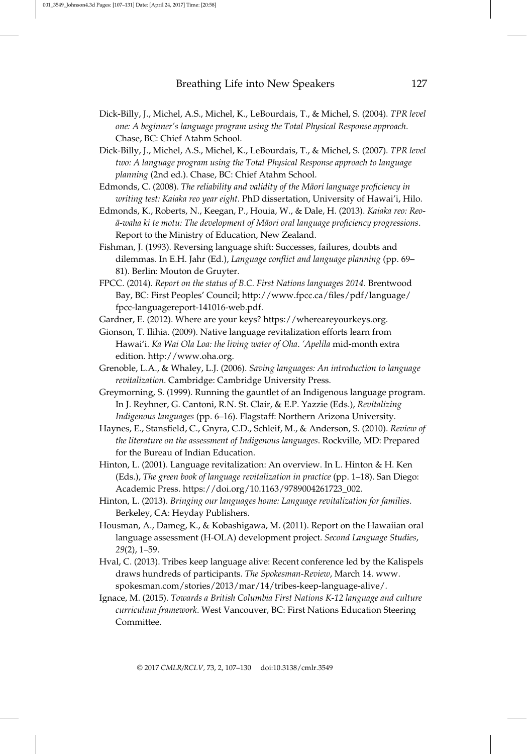Dick-Billy, J., Michel, A.S., Michel, K., LeBourdais, T., & Michel, S. (2004). *TPR level one: A beginner's language program using the Total Physical Response approach*. Chase, BC: Chief Atahm School.

Dick-Billy, J., Michel, A.S., Michel, K., LeBourdais, T., & Michel, S. (2007). *TPR level two: A language program using the Total Physical Response approach to language planning* (2nd ed.). Chase, BC: Chief Atahm School.

Edmonds, C. (2008). *The reliability and validity of the Māori language proficiency in writing test: Kaiaka reo year eight*. PhD dissertation, University of Hawai'i, Hilo.

Edmonds, K., Roberts, N., Keegan, P., Houia, W., & Dale, H. (2013). *Kaiaka reo: Reo-ā-waha ki te motu: The development of Māori oral language proficiency progressions*. Report to the Ministry of Education, New Zealand.

Fishman, J. (1993). Reversing language shift: Successes, failures, doubts and dilemmas. In E.H. Jahr (Ed.), *Language conflict and language planning* (pp. 69–81). Berlin: Mouton de Gruyter.

FPCC. (2014). *Report on the status of B.C. First Nations languages 2014*. Brentwood Bay, BC: First Peoples' Council; http://www.fpcc.ca/files/pdf/language/fpcc-languagereport-141016-web.pdf.

Gardner, E. (2012). Where are your keys? https://whereareyourkeys.org.

Gionson, T. Ilihia. (2009). Native language revitalization efforts learn from Hawai'i. *Ka Wai Ola Loa: the living water of Oha*. *'Apelila* mid-month extra edition. http://www.oha.org.

Grenoble, L.A., & Whaley, L.J. (2006). *Saving languages: An introduction to language revitalization*. Cambridge: Cambridge University Press.

Greymorning, S. (1999). Running the gauntlet of an Indigenous language program. In J. Reyhner, G. Cantoni, R.N. St. Clair, & E.P. Yazzie (Eds.), *Revitalizing Indigenous languages* (pp. 6–16). Flagstaff: Northern Arizona University.

Haynes, E., Stansfield, C., Gnyra, C.D., Schleif, M., & Anderson, S. (2010). *Review of the literature on the assessment of Indigenous languages*. Rockville, MD: Prepared for the Bureau of Indian Education.

Hinton, L. (2001). Language revitalization: An overview. In L. Hinton & H. Ken (Eds.), *The green book of language revitalization in practice* (pp. 1–18). San Diego: Academic Press. https://doi.org/10.1163/9789004261723_002.

Hinton, L. (2013). *Bringing our languages home: Language revitalization for families*. Berkeley, CA: Heyday Publishers.

Housman, A., Dameg, K., & Kobashigawa, M. (2011). Report on the Hawaiian oral language assessment (H-OLA) development project. *Second Language Studies*, *29*(2), 1–59.

Hval, C. (2013). Tribes keep language alive: Recent conference led by the Kalispels draws hundreds of participants. *The Spokesman-Review*, March 14. www.spokesman.com/stories/2013/mar/14/tribes-keep-language-alive/.

Ignace, M. (2015). *Towards a British Columbia First Nations K-12 language and culture curriculum framework*. West Vancouver, BC: First Nations Education Steering Committee.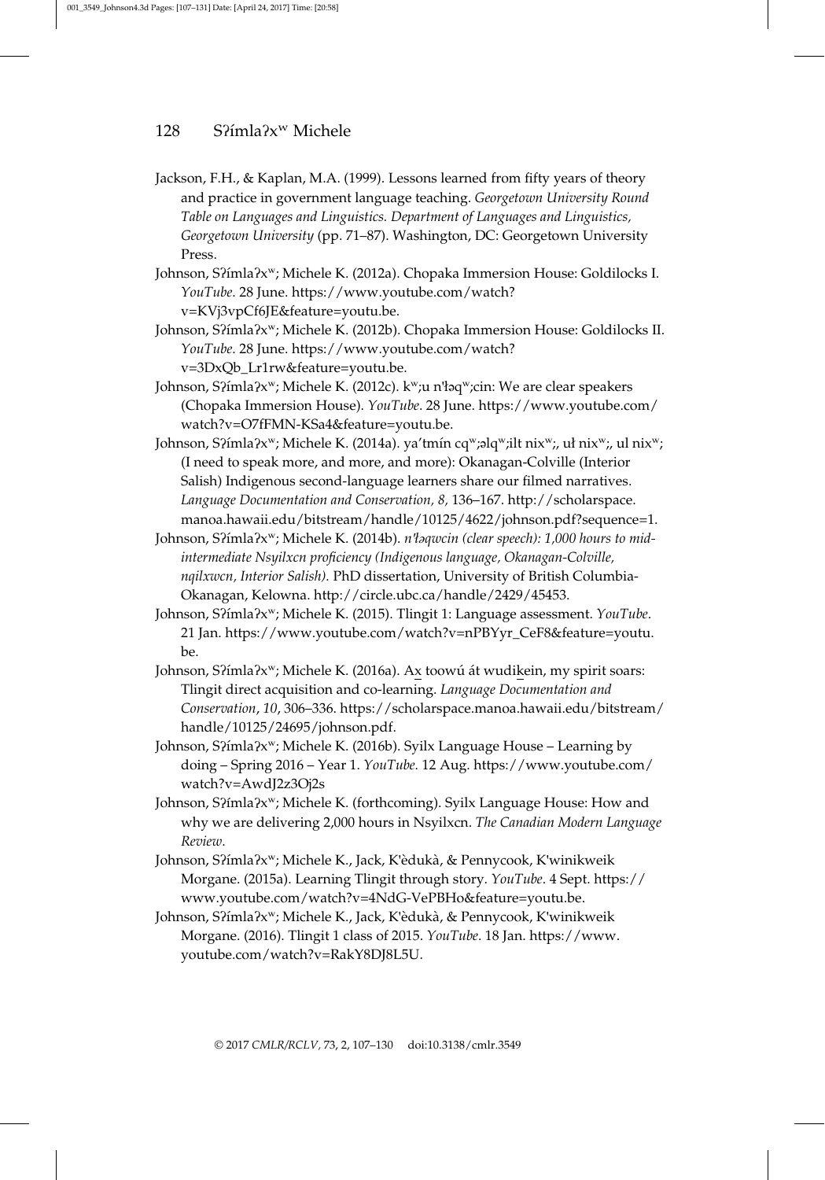Jackson, F.H., & Kaplan, M.A. (1999). Lessons learned from fifty years of theory and practice in government language teaching. *Georgetown University Round Table on Languages and Linguistics. Department of Languages and Linguistics, Georgetown University* (pp. 71–87). Washington, DC: Georgetown University Press.

Johnson, Sʔímlaʔxʷ; Michele K. (2012a). Chopaka Immersion House: Goldilocks I. *YouTube*. 28 June. https://www.youtube.com/watch?v=KVj3vpCf6JE&feature=youtu.be.

Johnson, Sʔímlaʔxʷ; Michele K. (2012b). Chopaka Immersion House: Goldilocks II. *YouTube*. 28 June. https://www.youtube.com/watch?v=3DxQb_Lr1rw&feature=youtu.be.

Johnson, Sʔímlaʔxʷ; Michele K. (2012c). kʷ;u nˈłəqʷ;cin: We are clear speakers (Chopaka Immersion House). *YouTube*. 28 June. https://www.youtube.com/watch?v=O7fFMN-KSa4&feature=youtu.be.

Johnson, Sʔímlaʔxʷ; Michele K. (2014a). ya'tmín cqʷ;əlqʷ;ilt nixʷ;, uł nixʷ;, ul nixʷ; (I need to speak more, and more, and more): Okanagan-Colville (Interior Salish) Indigenous second-language learners share our filmed narratives. *Language Documentation and Conservation, 8,* 136–167. http://scholarspace.manoa.hawaii.edu/bitstream/handle/10125/4622/johnson.pdf?sequence=1.

Johnson, Sʔímlaʔxʷ; Michele K. (2014b). *nˈłəqwcin (clear speech): 1,000 hours to mid-intermediate Nsyilxcn proficiency (Indigenous language, Okanagan-Colville, nqilxwcn, Interior Salish).* PhD dissertation, University of British Columbia-Okanagan, Kelowna. http://circle.ubc.ca/handle/2429/45453.

Johnson, Sʔímlaʔxʷ; Michele K. (2015). Tlingit 1: Language assessment. *YouTube*. 21 Jan. https://www.youtube.com/watch?v=nPBYyr_CeF8&feature=youtu.be.

Johnson, Sʔímlaʔxʷ; Michele K. (2016a). A<u>x</u> toowú át wudi<u>k</u>ein, my spirit soars: Tlingit direct acquisition and co-learning. *Language Documentation and Conservation*, *10*, 306–336. https://scholarspace.manoa.hawaii.edu/bitstream/handle/10125/24695/johnson.pdf.

Johnson, Sʔímlaʔxʷ; Michele K. (2016b). Syilx Language House – Learning by doing – Spring 2016 – Year 1. *YouTube.* 12 Aug. https://www.youtube.com/watch?v=AwdJ2z3Oj2s

Johnson, Sʔímlaʔxʷ; Michele K. (forthcoming). Syilx Language House: How and why we are delivering 2,000 hours in Nsyilxcn. *The Canadian Modern Language Review*.

Johnson, Sʔímlaʔxʷ; Michele K., Jack, K'èdukà, & Pennycook, K'winikweik Morgane. (2015a). Learning Tlingit through story. *YouTube*. 4 Sept. https://www.youtube.com/watch?v=4NdG-VePBHo&feature=youtu.be.

Johnson, Sʔímlaʔxʷ; Michele K., Jack, K'èdukà, & Pennycook, K'winikweik Morgane. (2016). Tlingit 1 class of 2015. *YouTube*. 18 Jan. https://www.youtube.com/watch?v=RakY8DJ8L5U.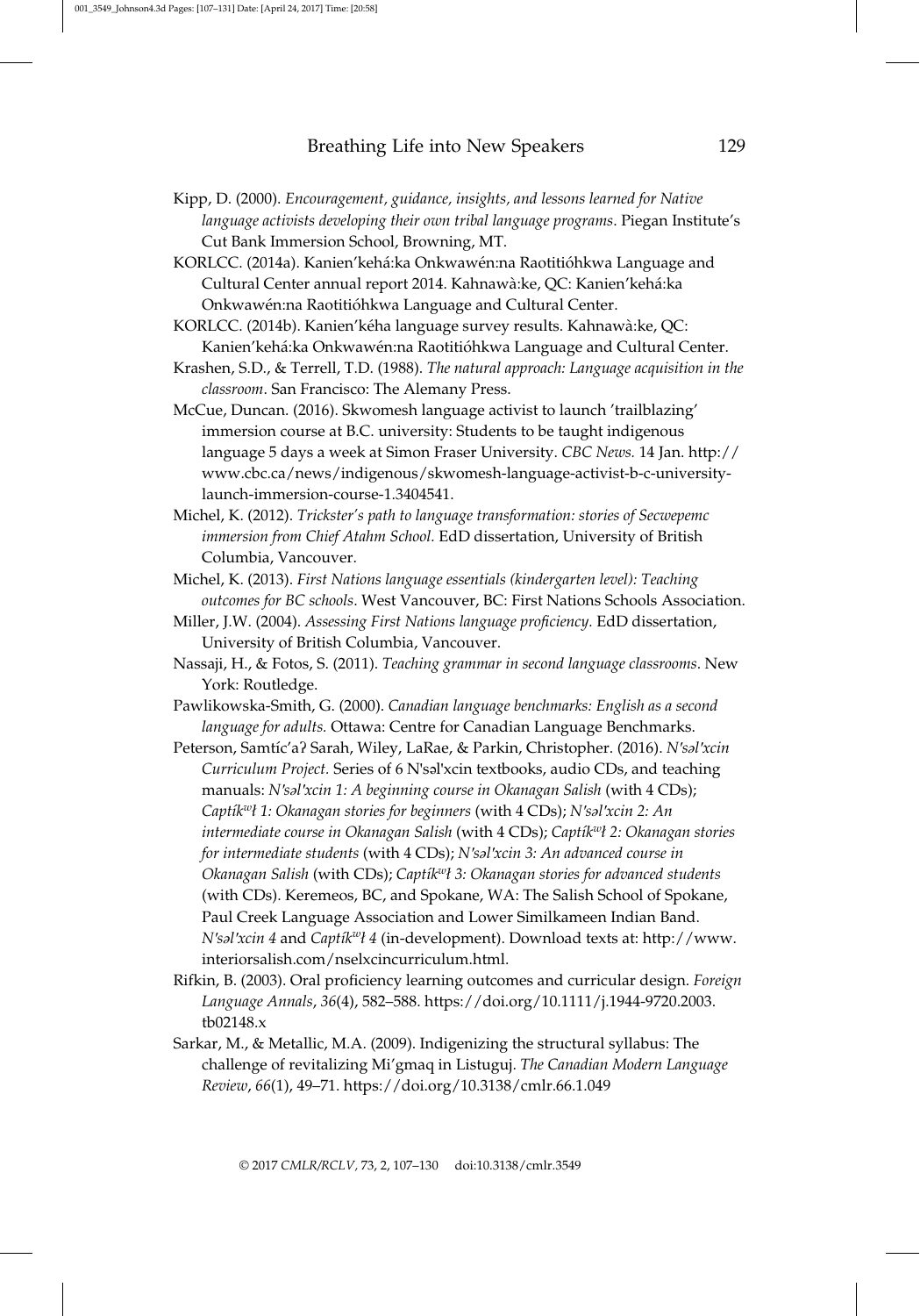Kipp, D. (2000). *Encouragement, guidance, insights, and lessons learned for Native language activists developing their own tribal language programs*. Piegan Institute's Cut Bank Immersion School, Browning, MT.

KORLCC. (2014a). Kanien'kehá:ka Onkwawén:na Raotitióhkwa Language and Cultural Center annual report 2014. Kahnawà:ke, QC: Kanien'kehá:ka Onkwawén:na Raotitióhkwa Language and Cultural Center.

KORLCC. (2014b). Kanien'kéha language survey results. Kahnawà:ke, QC: Kanien'kehá:ka Onkwawén:na Raotitióhkwa Language and Cultural Center.

Krashen, S.D., & Terrell, T.D. (1988). *The natural approach: Language acquisition in the classroom*. San Francisco: The Alemany Press.

McCue, Duncan. (2016). Skwomesh language activist to launch 'trailblazing' immersion course at B.C. university: Students to be taught indigenous language 5 days a week at Simon Fraser University. *CBC News.* 14 Jan. http://www.cbc.ca/news/indigenous/skwomesh-language-activist-b-c-university-launch-immersion-course-1.3404541.

Michel, K. (2012). *Trickster's path to language transformation: stories of Secwepemc immersion from Chief Atahm School.* EdD dissertation, University of British Columbia, Vancouver.

Michel, K. (2013). *First Nations language essentials (kindergarten level): Teaching outcomes for BC schools*. West Vancouver, BC: First Nations Schools Association.

Miller, J.W. (2004). *Assessing First Nations language proficiency.* EdD dissertation, University of British Columbia, Vancouver.

Nassaji, H., & Fotos, S. (2011). *Teaching grammar in second language classrooms*. New York: Routledge.

Pawlikowska-Smith, G. (2000). *Canadian language benchmarks: English as a second language for adults.* Ottawa: Centre for Canadian Language Benchmarks.

Peterson, Samtíc'aʔ Sarah, Wiley, LaRae, & Parkin, Christopher. (2016). *N'səl'xcin Curriculum Project.* Series of 6 N'səl'xcin textbooks, audio CDs, and teaching manuals: *N'səl'xcin 1: A beginning course in Okanagan Salish* (with 4 CDs); *Captíkʷł 1: Okanagan stories for beginners* (with 4 CDs); *N'səl'xcin 2: An intermediate course in Okanagan Salish* (with 4 CDs); *Captíkʷł 2: Okanagan stories for intermediate students* (with 4 CDs); *N'səl'xcin 3: An advanced course in Okanagan Salish* (with CDs); *Captíkʷł 3: Okanagan stories for advanced students* (with CDs). Keremeos, BC, and Spokane, WA: The Salish School of Spokane, Paul Creek Language Association and Lower Similkameen Indian Band. *N'səl'xcin 4* and *Captíkʷł 4* (in-development). Download texts at: http://www.interiorsalish.com/nselxcincurriculum.html.

Rifkin, B. (2003). Oral proficiency learning outcomes and curricular design. *Foreign Language Annals*, *36*(4), 582–588. https://doi.org/10.1111/j.1944-9720.2003.tb02148.x

Sarkar, M., & Metallic, M.A. (2009). Indigenizing the structural syllabus: The challenge of revitalizing Mi'gmaq in Listuguj. *The Canadian Modern Language Review*, *66*(1), 49–71. https://doi.org/10.3138/cmlr.66.1.049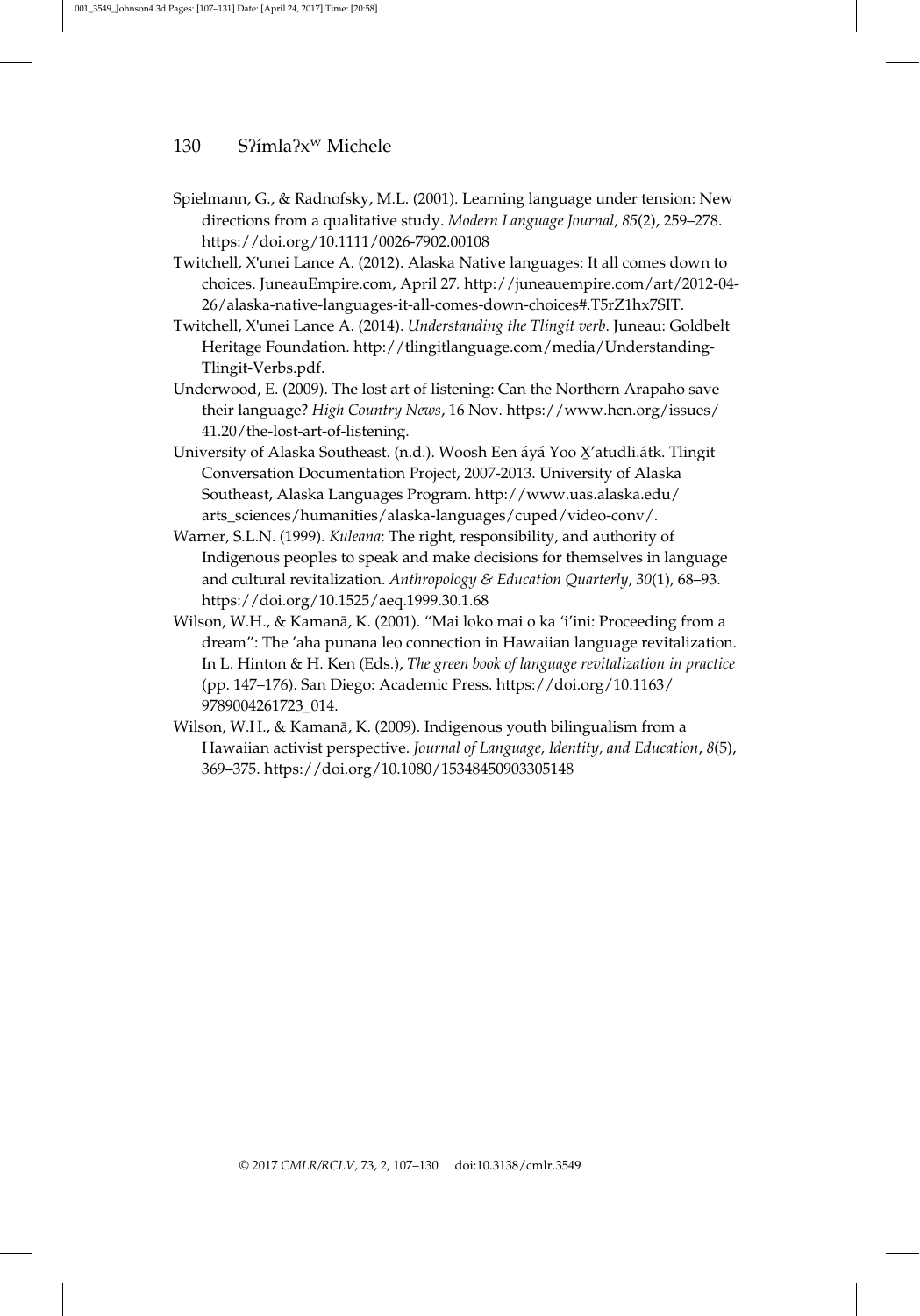Spielmann, G., & Radnofsky, M.L. (2001). Learning language under tension: New directions from a qualitative study. *Modern Language Journal*, *85*(2), 259–278. https://doi.org/10.1111/0026-7902.00108

Twitchell, X'unei Lance A. (2012). Alaska Native languages: It all comes down to choices. JuneauEmpire.com, April 27. http://juneauempire.com/art/2012-04-26/alaska-native-languages-it-all-comes-down-choices#.T5rZ1hx7SIT.

Twitchell, X'unei Lance A. (2014). *Understanding the Tlingit verb*. Juneau: Goldbelt Heritage Foundation. http://tlingitlanguage.com/media/Understanding-Tlingit-Verbs.pdf.

Underwood, E. (2009). The lost art of listening: Can the Northern Arapaho save their language? *High Country News*, 16 Nov. https://www.hcn.org/issues/41.20/the-lost-art-of-listening.

University of Alaska Southeast. (n.d.). Woosh Een áyá Yoo X̱'atudli.átk. Tlingit Conversation Documentation Project, 2007-2013. University of Alaska Southeast, Alaska Languages Program. http://www.uas.alaska.edu/arts_sciences/humanities/alaska-languages/cuped/video-conv/.

Warner, S.L.N. (1999). *Kuleana*: The right, responsibility, and authority of Indigenous peoples to speak and make decisions for themselves in language and cultural revitalization. *Anthropology & Education Quarterly*, *30*(1), 68–93. https://doi.org/10.1525/aeq.1999.30.1.68

Wilson, W.H., & Kamanā, K. (2001). "Mai loko mai o ka 'i'ini: Proceeding from a dream": The 'aha punana leo connection in Hawaiian language revitalization. In L. Hinton & H. Ken (Eds.), *The green book of language revitalization in practice* (pp. 147–176). San Diego: Academic Press. https://doi.org/10.1163/9789004261723_014.

Wilson, W.H., & Kamanā, K. (2009). Indigenous youth bilingualism from a Hawaiian activist perspective. *Journal of Language, Identity, and Education*, *8*(5), 369–375. https://doi.org/10.1080/15348450903305148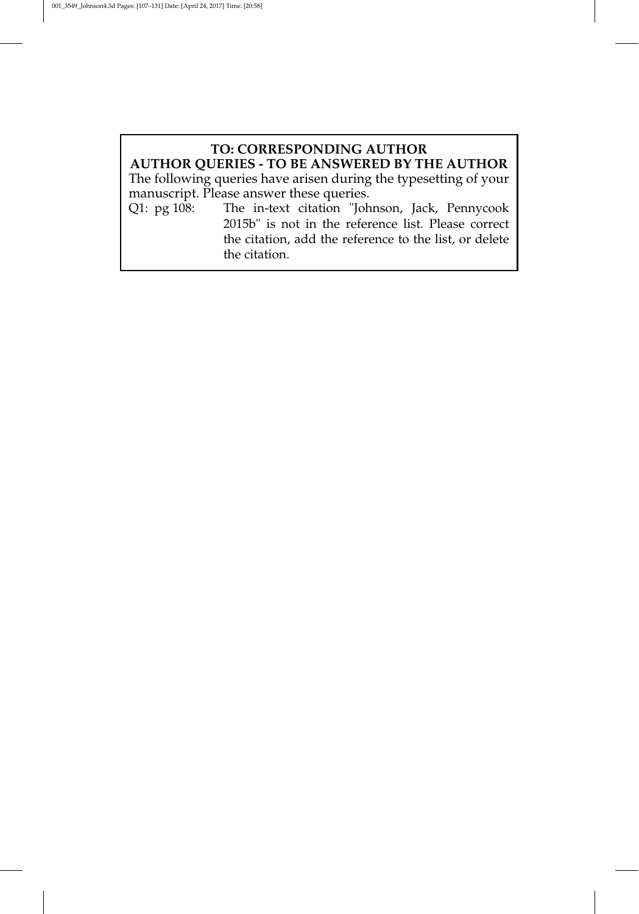**TO: CORRESPONDING AUTHOR**

**AUTHOR QUERIES - TO BE ANSWERED BY THE AUTHOR**

The following queries have arisen during the typesetting of your manuscript. Please answer these queries.

Q1: pg 108: The in-text citation "Johnson, Jack, Pennycook 2015b" is not in the reference list. Please correct the citation, add the reference to the list, or delete the citation.